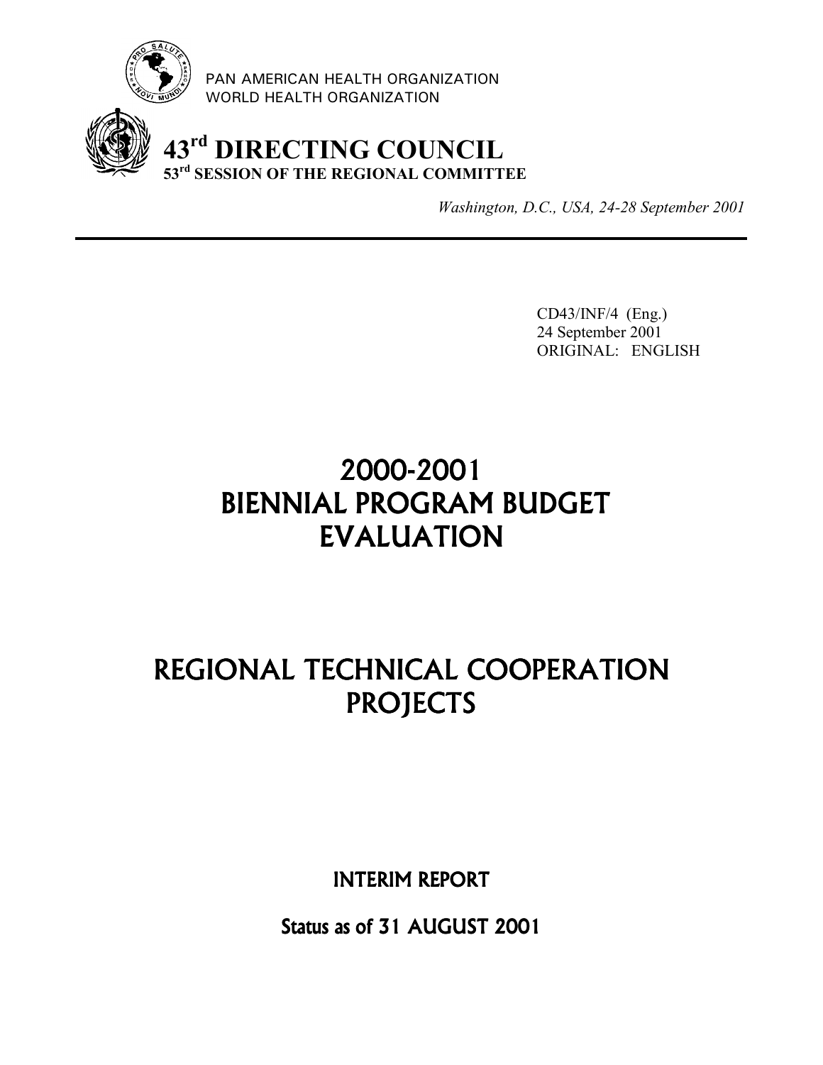PAN AMERICAN HEALTH ORGANIZATION
WORLD HEALTH ORGANIZATION

# 43rd DIRECTING COUNCIL
**53rd SESSION OF THE REGIONAL COMMITTEE**

*Washington, D.C., USA, 24-28 September 2001*

---

CD43/INF/4 (Eng.)
24 September 2001
ORIGINAL: ENGLISH

# 2000-2001 BIENNIAL PROGRAM BUDGET EVALUATION

# REGIONAL TECHNICAL COOPERATION PROJECTS

## INTERIM REPORT

## Status as of 31 AUGUST 2001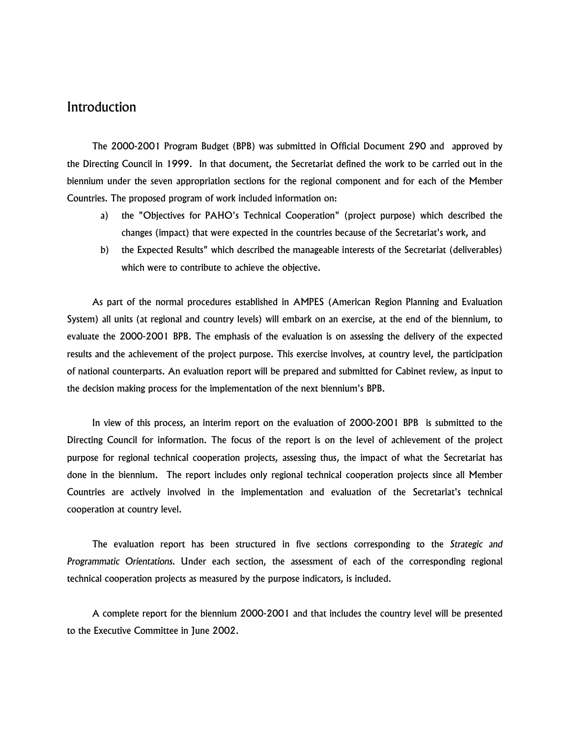## Introduction

The 2000-2001 Program Budget (BPB) was submitted in Official Document 290 and approved by the Directing Council in 1999. In that document, the Secretariat defined the work to be carried out in the biennium under the seven appropriation sections for the regional component and for each of the Member Countries. The proposed program of work included information on:

a) the "Objectives for PAHO's Technical Cooperation" (project purpose) which described the changes (impact) that were expected in the countries because of the Secretariat's work, and
b) the Expected Results" which described the manageable interests of the Secretariat (deliverables) which were to contribute to achieve the objective.

As part of the normal procedures established in AMPES (American Region Planning and Evaluation System) all units (at regional and country levels) will embark on an exercise, at the end of the biennium, to evaluate the 2000-2001 BPB. The emphasis of the evaluation is on assessing the delivery of the expected results and the achievement of the project purpose. This exercise involves, at country level, the participation of national counterparts. An evaluation report will be prepared and submitted for Cabinet review, as input to the decision making process for the implementation of the next biennium's BPB.

In view of this process, an interim report on the evaluation of 2000-2001 BPB is submitted to the Directing Council for information. The focus of the report is on the level of achievement of the project purpose for regional technical cooperation projects, assessing thus, the impact of what the Secretariat has done in the biennium. The report includes only regional technical cooperation projects since all Member Countries are actively involved in the implementation and evaluation of the Secretariat's technical cooperation at country level.

The evaluation report has been structured in five sections corresponding to the *Strategic and Programmatic Orientations*. Under each section, the assessment of each of the corresponding regional technical cooperation projects as measured by the purpose indicators, is included.

A complete report for the biennium 2000-2001 and that includes the country level will be presented to the Executive Committee in June 2002.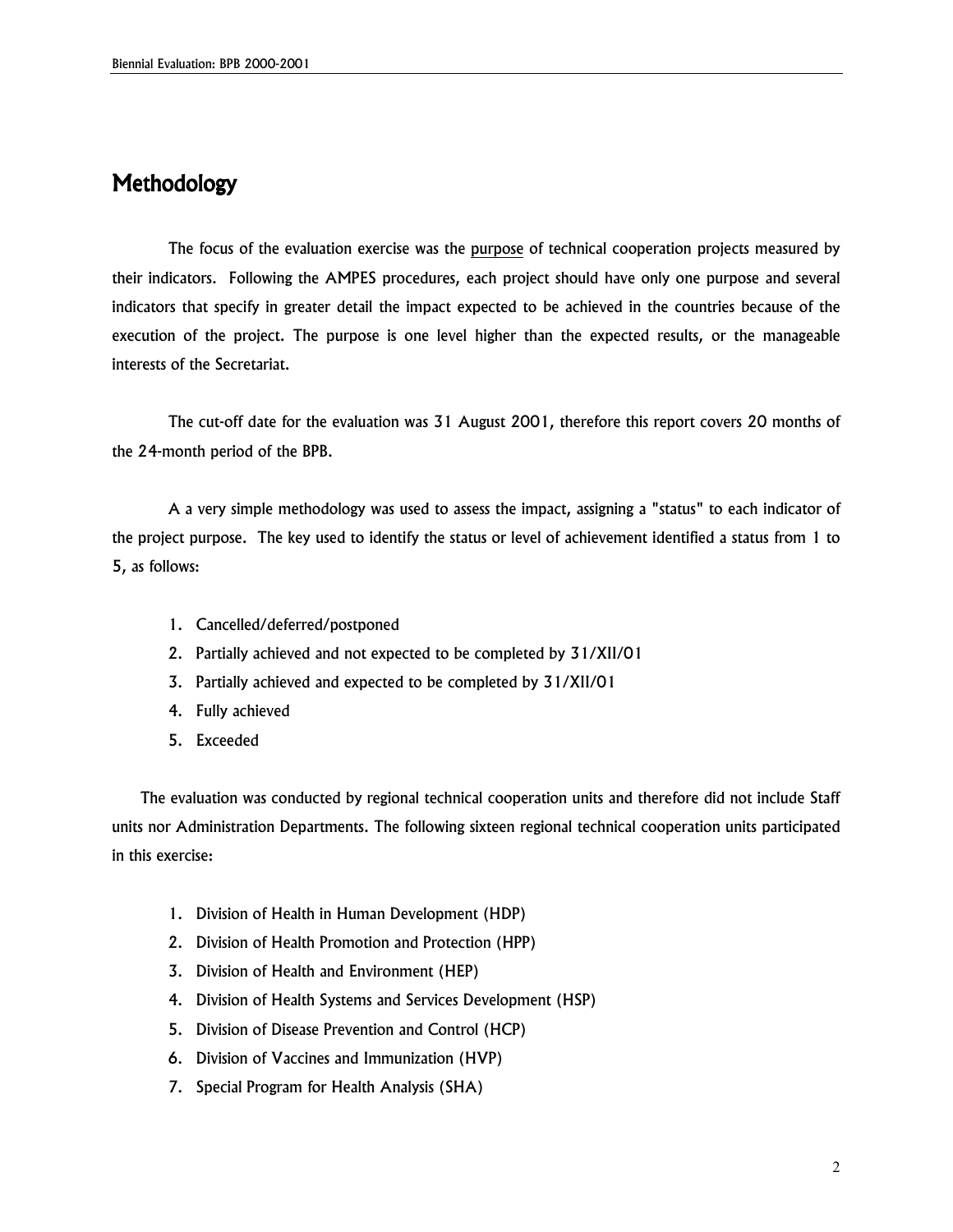# Methodology

The focus of the evaluation exercise was the purpose of technical cooperation projects measured by their indicators. Following the AMPES procedures, each project should have only one purpose and several indicators that specify in greater detail the impact expected to be achieved in the countries because of the execution of the project. The purpose is one level higher than the expected results, or the manageable interests of the Secretariat.

The cut-off date for the evaluation was 31 August 2001, therefore this report covers 20 months of the 24-month period of the BPB.

A a very simple methodology was used to assess the impact, assigning a "status" to each indicator of the project purpose. The key used to identify the status or level of achievement identified a status from 1 to 5, as follows:

1. Cancelled/deferred/postponed
2. Partially achieved and not expected to be completed by 31/XII/01
3. Partially achieved and expected to be completed by 31/XII/01
4. Fully achieved
5. Exceeded

The evaluation was conducted by regional technical cooperation units and therefore did not include Staff units nor Administration Departments. The following sixteen regional technical cooperation units participated in this exercise:

1. Division of Health in Human Development (HDP)
2. Division of Health Promotion and Protection (HPP)
3. Division of Health and Environment (HEP)
4. Division of Health Systems and Services Development (HSP)
5. Division of Disease Prevention and Control (HCP)
6. Division of Vaccines and Immunization (HVP)
7. Special Program for Health Analysis (SHA)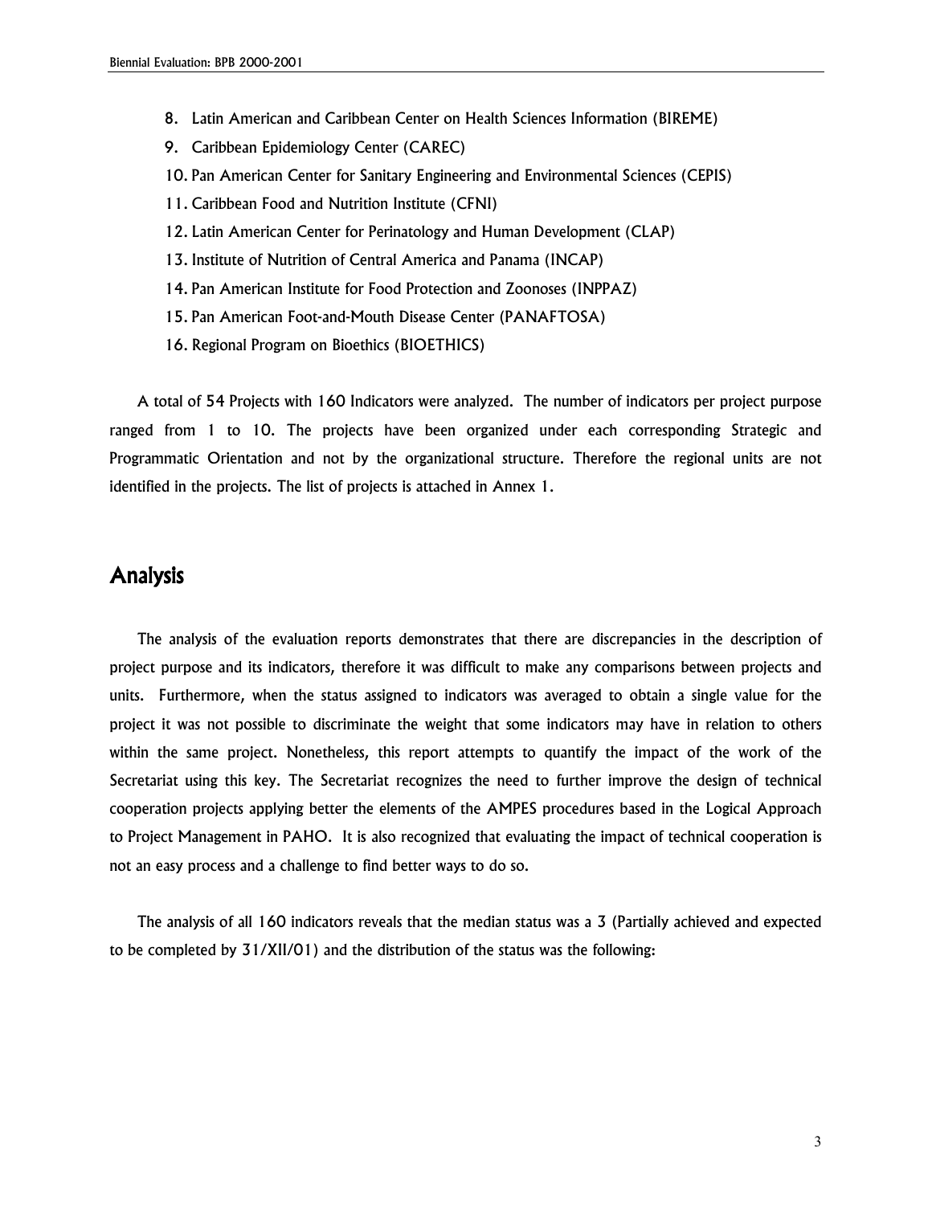8. Latin American and Caribbean Center on Health Sciences Information (BIREME)
9. Caribbean Epidemiology Center (CAREC)
10. Pan American Center for Sanitary Engineering and Environmental Sciences (CEPIS)
11. Caribbean Food and Nutrition Institute (CFNI)
12. Latin American Center for Perinatology and Human Development (CLAP)
13. Institute of Nutrition of Central America and Panama (INCAP)
14. Pan American Institute for Food Protection and Zoonoses (INPPAZ)
15. Pan American Foot-and-Mouth Disease Center (PANAFTOSA)
16. Regional Program on Bioethics (BIOETHICS)

A total of 54 Projects with 160 Indicators were analyzed. The number of indicators per project purpose ranged from 1 to 10. The projects have been organized under each corresponding Strategic and Programmatic Orientation and not by the organizational structure. Therefore the regional units are not identified in the projects. The list of projects is attached in Annex 1.

## Analysis

The analysis of the evaluation reports demonstrates that there are discrepancies in the description of project purpose and its indicators, therefore it was difficult to make any comparisons between projects and units. Furthermore, when the status assigned to indicators was averaged to obtain a single value for the project it was not possible to discriminate the weight that some indicators may have in relation to others within the same project. Nonetheless, this report attempts to quantify the impact of the work of the Secretariat using this key. The Secretariat recognizes the need to further improve the design of technical cooperation projects applying better the elements of the AMPES procedures based in the Logical Approach to Project Management in PAHO. It is also recognized that evaluating the impact of technical cooperation is not an easy process and a challenge to find better ways to do so.

The analysis of all 160 indicators reveals that the median status was a 3 (Partially achieved and expected to be completed by 31/XII/01) and the distribution of the status was the following: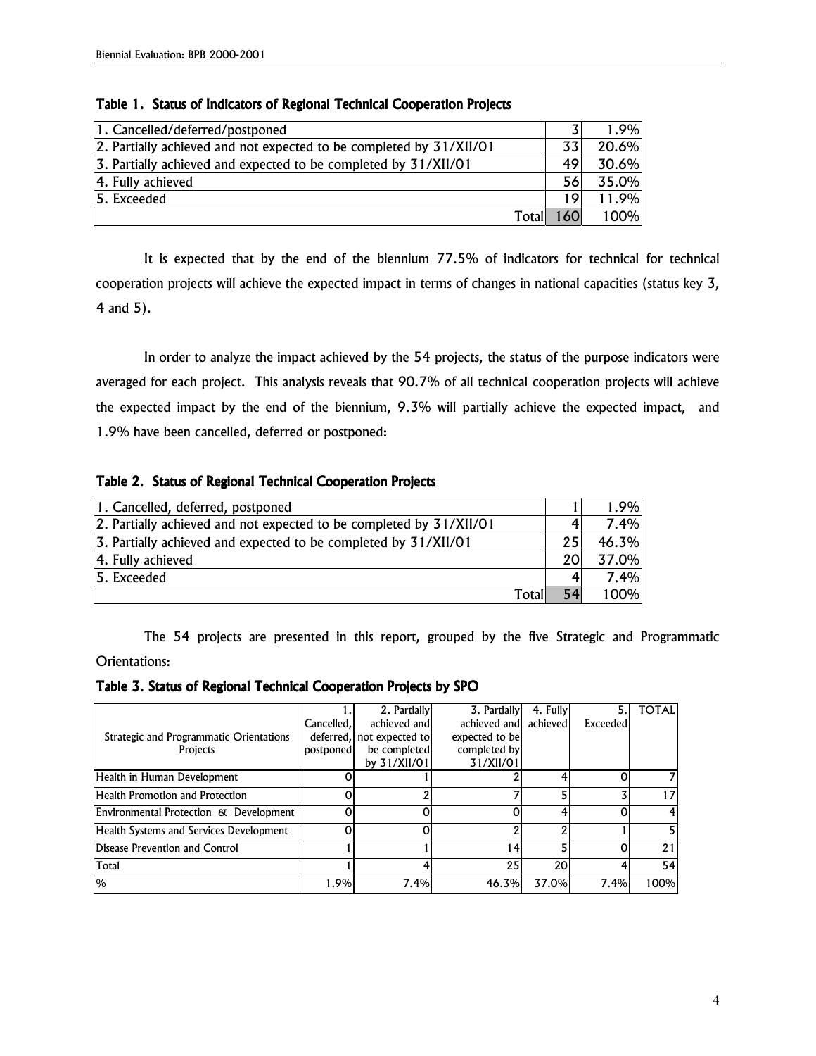**Table 1. Status of Indicators of Regional Technical Cooperation Projects**

| | | |
|---|---|---|
| 1. Cancelled/deferred/postponed | 3 | 1.9% |
| 2. Partially achieved and not expected to be completed by 31/XII/01 | 33 | 20.6% |
| 3. Partially achieved and expected to be completed by 31/XII/01 | 49 | 30.6% |
| 4. Fully achieved | 56 | 35.0% |
| 5. Exceeded | 19 | 11.9% |
| Total | 160 | 100% |

It is expected that by the end of the biennium 77.5% of indicators for technical for technical cooperation projects will achieve the expected impact in terms of changes in national capacities (status key 3, 4 and 5).

In order to analyze the impact achieved by the 54 projects, the status of the purpose indicators were averaged for each project. This analysis reveals that 90.7% of all technical cooperation projects will achieve the expected impact by the end of the biennium, 9.3% will partially achieve the expected impact, and 1.9% have been cancelled, deferred or postponed:

**Table 2. Status of Regional Technical Cooperation Projects**

| | | |
|---|---|---|
| 1. Cancelled, deferred, postponed | 1 | 1.9% |
| 2. Partially achieved and not expected to be completed by 31/XII/01 | 4 | 7.4% |
| 3. Partially achieved and expected to be completed by 31/XII/01 | 25 | 46.3% |
| 4. Fully achieved | 20 | 37.0% |
| 5. Exceeded | 4 | 7.4% |
| Total | 54 | 100% |

The 54 projects are presented in this report, grouped by the five Strategic and Programmatic Orientations:

**Table 3. Status of Regional Technical Cooperation Projects by SPO**

| Strategic and Programmatic Orientations Projects | 1. Cancelled, deferred, postponed | 2. Partially achieved and not expected to be completed by 31/XII/01 | 3. Partially achieved and expected to be completed by 31/XII/01 | 4. Fully achieved | 5. Exceeded | TOTAL |
|---|---|---|---|---|---|---|
| Health in Human Development | 0 | 1 | 2 | 4 | 0 | 7 |
| Health Promotion and Protection | 0 | 2 | 7 | 5 | 3 | 17 |
| Environmental Protection & Development | 0 | 0 | 0 | 4 | 0 | 4 |
| Health Systems and Services Development | 0 | 0 | 2 | 2 | 1 | 5 |
| Disease Prevention and Control | 1 | 1 | 14 | 5 | 0 | 21 |
| Total | 1 | 4 | 25 | 20 | 4 | 54 |
| % | 1.9% | 7.4% | 46.3% | 37.0% | 7.4% | 100% |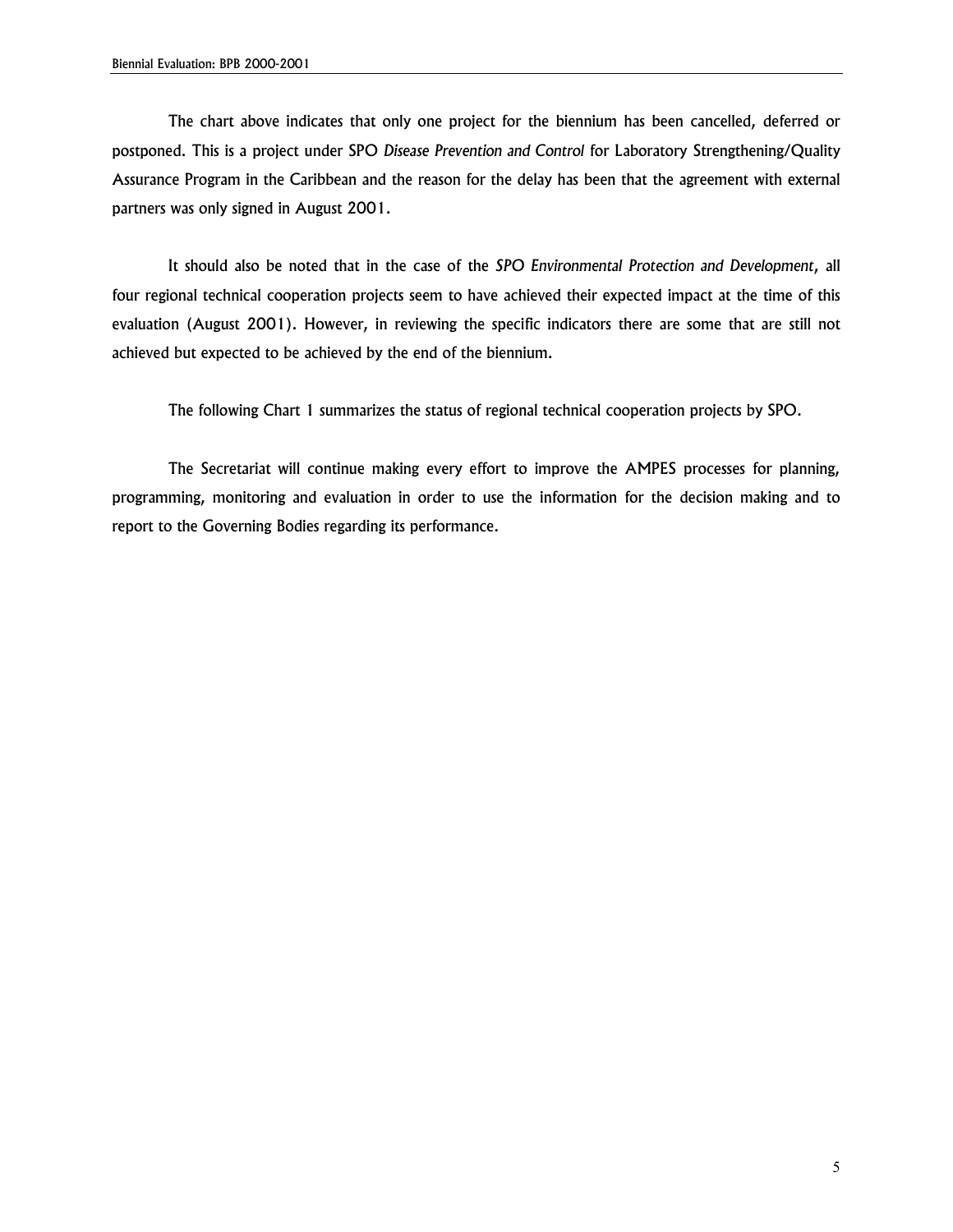The chart above indicates that only one project for the biennium has been cancelled, deferred or postponed. This is a project under SPO *Disease Prevention and Control* for Laboratory Strengthening/Quality Assurance Program in the Caribbean and the reason for the delay has been that the agreement with external partners was only signed in August 2001.

It should also be noted that in the case of the *SPO Environmental Protection and Development*, all four regional technical cooperation projects seem to have achieved their expected impact at the time of this evaluation (August 2001). However, in reviewing the specific indicators there are some that are still not achieved but expected to be achieved by the end of the biennium.

The following Chart 1 summarizes the status of regional technical cooperation projects by SPO.

The Secretariat will continue making every effort to improve the AMPES processes for planning, programming, monitoring and evaluation in order to use the information for the decision making and to report to the Governing Bodies regarding its performance.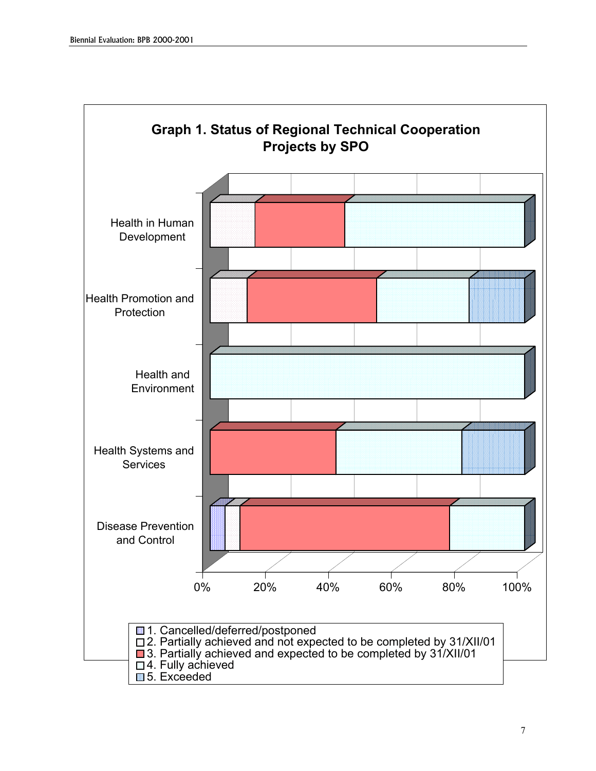**Graph 1. Status of Regional Technical Cooperation Projects by SPO**

Health in Human Development

Health Promotion and Protection

Health and Environment

Health Systems and Services

Disease Prevention and Control

0%
20%
40%
60%
80%
100%

1. Cancelled/deferred/postponed
2. Partially achieved and not expected to be completed by 31/XII/01
3. Partially achieved and expected to be completed by 31/XII/01
4. Fully achieved
5. Exceeded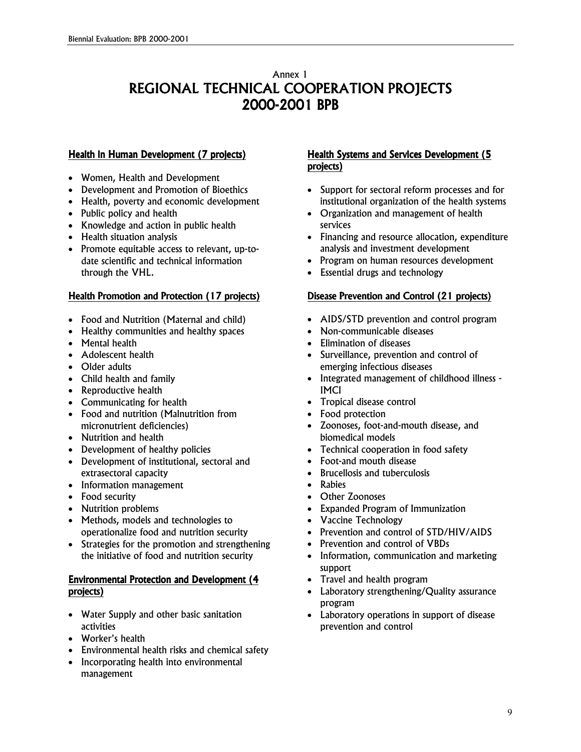Annex 1

# REGIONAL TECHNICAL COOPERATION PROJECTS 2000-2001 BPB

## Health in Human Development (7 projects)

- Women, Health and Development
- Development and Promotion of Bioethics
- Health, poverty and economic development
- Public policy and health
- Knowledge and action in public health
- Health situation analysis
- Promote equitable access to relevant, up-to-date scientific and technical information through the VHL.

## Health Promotion and Protection (17 projects)

- Food and Nutrition (Maternal and child)
- Healthy communities and healthy spaces
- Mental health
- Adolescent health
- Older adults
- Child health and family
- Reproductive health
- Communicating for health
- Food and nutrition (Malnutrition from micronutrient deficiencies)
- Nutrition and health
- Development of healthy policies
- Development of institutional, sectoral and extrasectoral capacity
- Information management
- Food security
- Nutrition problems
- Methods, models and technologies to operationalize food and nutrition security
- Strategies for the promotion and strengthening the initiative of food and nutrition security

## Environmental Protection and Development (4 projects)

- Water Supply and other basic sanitation activities
- Worker's health
- Environmental health risks and chemical safety
- Incorporating health into environmental management

## Health Systems and Services Development (5 projects)

- Support for sectoral reform processes and for institutional organization of the health systems
- Organization and management of health services
- Financing and resource allocation, expenditure analysis and investment development
- Program on human resources development
- Essential drugs and technology

## Disease Prevention and Control (21 projects)

- AIDS/STD prevention and control program
- Non-communicable diseases
- Elimination of diseases
- Surveillance, prevention and control of emerging infectious diseases
- Integrated management of childhood illness - IMCI
- Tropical disease control
- Food protection
- Zoonoses, foot-and-mouth disease, and biomedical models
- Technical cooperation in food safety
- Foot-and mouth disease
- Brucellosis and tuberculosis
- Rabies
- Other Zoonoses
- Expanded Program of Immunization
- Vaccine Technology
- Prevention and control of STD/HIV/AIDS
- Prevention and control of VBDs
- Information, communication and marketing support
- Travel and health program
- Laboratory strengthening/Quality assurance program
- Laboratory operations in support of disease prevention and control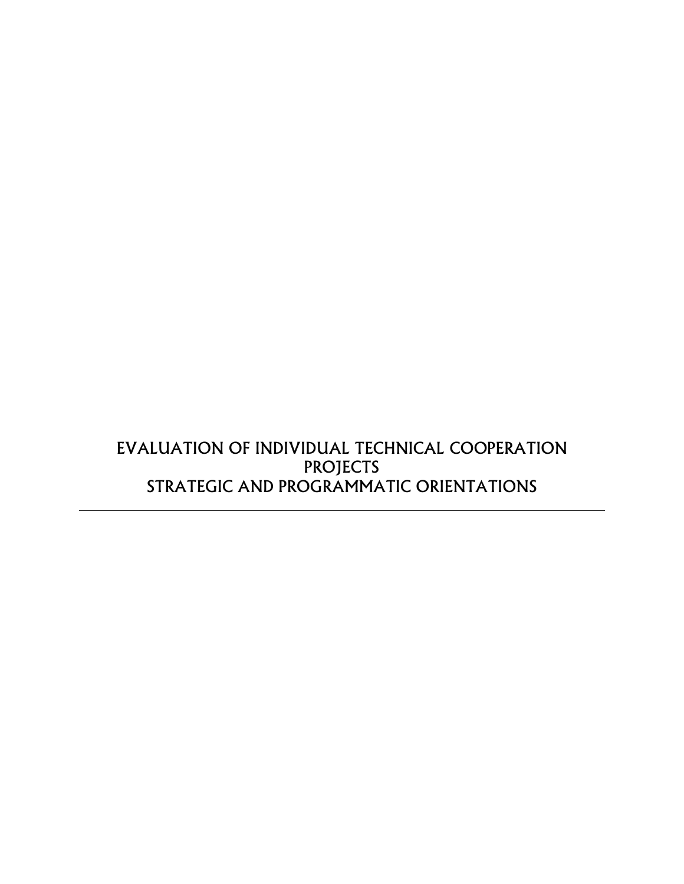# EVALUATION OF INDIVIDUAL TECHNICAL COOPERATION PROJECTS
# STRATEGIC AND PROGRAMMATIC ORIENTATIONS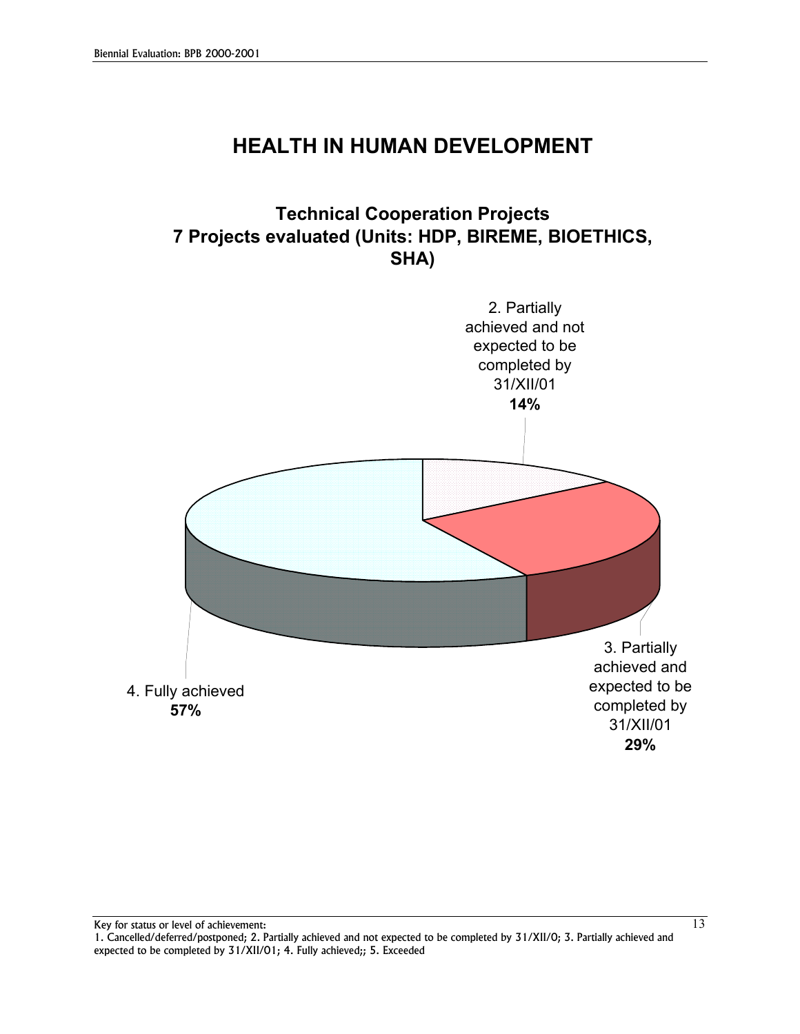# HEALTH IN HUMAN DEVELOPMENT

## Technical Cooperation Projects
## 7 Projects evaluated (Units: HDP, BIREME, BIOETHICS, SHA)

2. Partially achieved and not expected to be completed by 31/XII/01
**14%**

3. Partially achieved and expected to be completed by 31/XII/01
**29%**

4. Fully achieved
**57%**

Key for status or level of achievement:
1. Cancelled/deferred/postponed; 2. Partially achieved and not expected to be completed by 31/XII/0; 3. Partially achieved and expected to be completed by 31/XII/01; 4. Fully achieved;; 5. Exceeded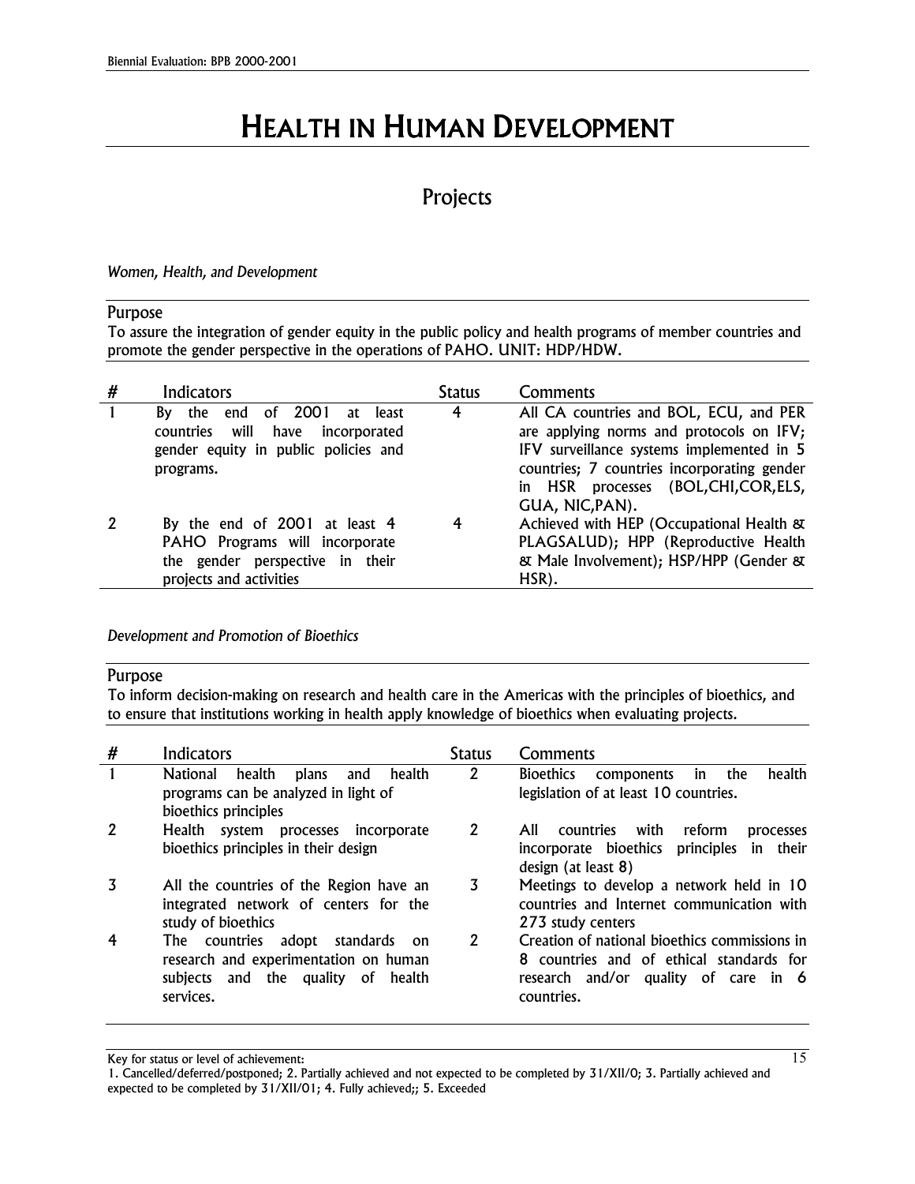# HEALTH IN HUMAN DEVELOPMENT

## Projects

*Women, Health, and Development*

### Purpose

To assure the integration of gender equity in the public policy and health programs of member countries and promote the gender perspective in the operations of PAHO. UNIT: HDP/HDW.

| # | Indicators | Status | Comments |
|---|---|---|---|
| 1 | By the end of 2001 at least countries will have incorporated gender equity in public policies and programs. | 4 | All CA countries and BOL, ECU, and PER are applying norms and protocols on IFV; IFV surveillance systems implemented in 5 countries; 7 countries incorporating gender in HSR processes (BOL,CHI,COR,ELS, GUA, NIC,PAN). |
| 2 | By the end of 2001 at least 4 PAHO Programs will incorporate the gender perspective in their projects and activities | 4 | Achieved with HEP (Occupational Health & PLAGSALUD); HPP (Reproductive Health & Male Involvement); HSP/HPP (Gender & HSR). |

*Development and Promotion of Bioethics*

### Purpose

To inform decision-making on research and health care in the Americas with the principles of bioethics, and to ensure that institutions working in health apply knowledge of bioethics when evaluating projects.

| # | Indicators | Status | Comments |
|---|---|---|---|
| 1 | National health plans and health programs can be analyzed in light of bioethics principles | 2 | Bioethics components in the health legislation of at least 10 countries. |
| 2 | Health system processes incorporate bioethics principles in their design | 2 | All countries with reform processes incorporate bioethics principles in their design (at least 8) |
| 3 | All the countries of the Region have an integrated network of centers for the study of bioethics | 3 | Meetings to develop a network held in 10 countries and Internet communication with 273 study centers |
| 4 | The countries adopt standards on research and experimentation on human subjects and the quality of health services. | 2 | Creation of national bioethics commissions in 8 countries and of ethical standards for research and/or quality of care in 6 countries. |

Key for status or level of achievement:
1. Cancelled/deferred/postponed; 2. Partially achieved and not expected to be completed by 31/XII/0; 3. Partially achieved and expected to be completed by 31/XII/01; 4. Fully achieved;; 5. Exceeded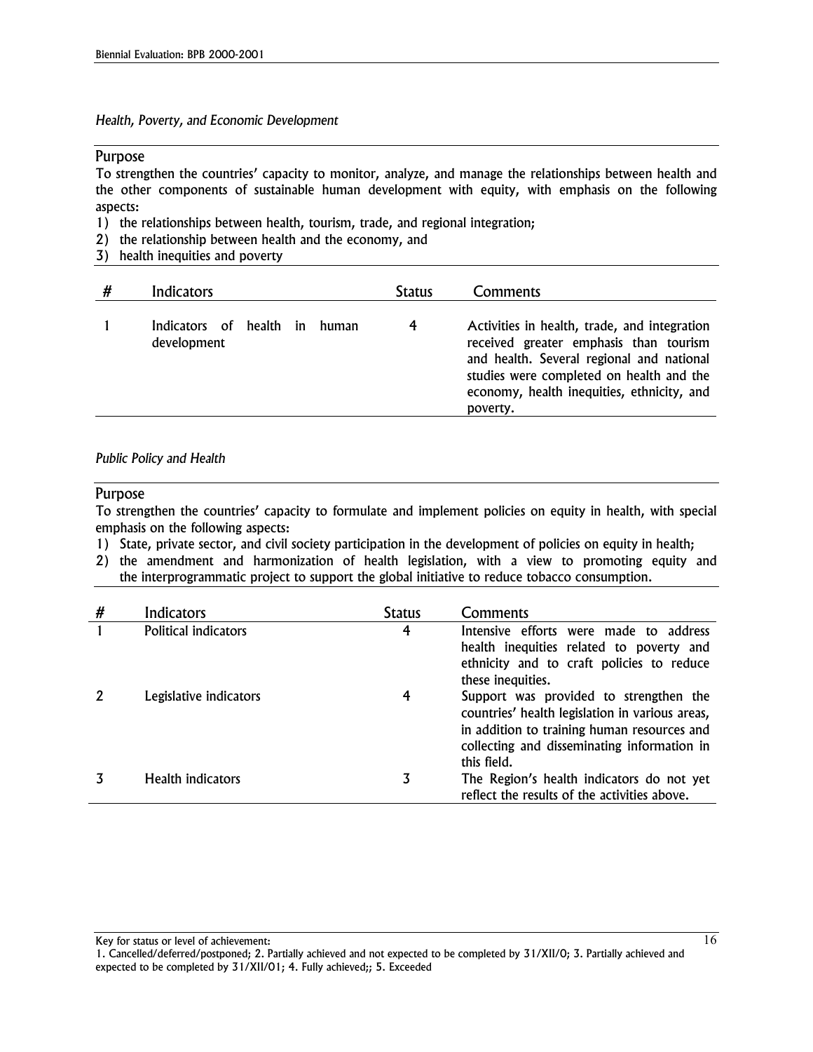*Health, Poverty, and Economic Development*

## Purpose

To strengthen the countries' capacity to monitor, analyze, and manage the relationships between health and the other components of sustainable human development with equity, with emphasis on the following aspects:

1) the relationships between health, tourism, trade, and regional integration;
2) the relationship between health and the economy, and
3) health inequities and poverty

| # | Indicators | Status | Comments |
|---|---|---|---|
| 1 | Indicators of health in human development | 4 | Activities in health, trade, and integration received greater emphasis than tourism and health. Several regional and national studies were completed on health and the economy, health inequities, ethnicity, and poverty. |

*Public Policy and Health*

## Purpose

To strengthen the countries' capacity to formulate and implement policies on equity in health, with special emphasis on the following aspects:

1) State, private sector, and civil society participation in the development of policies on equity in health;
2) the amendment and harmonization of health legislation, with a view to promoting equity and the interprogrammatic project to support the global initiative to reduce tobacco consumption.

| # | Indicators | Status | Comments |
|---|---|---|---|
| 1 | Political indicators | 4 | Intensive efforts were made to address health inequities related to poverty and ethnicity and to craft policies to reduce these inequities. |
| 2 | Legislative indicators | 4 | Support was provided to strengthen the countries' health legislation in various areas, in addition to training human resources and collecting and disseminating information in this field. |
| 3 | Health indicators | 3 | The Region's health indicators do not yet reflect the results of the activities above. |

Key for status or level of achievement:
1. Cancelled/deferred/postponed; 2. Partially achieved and not expected to be completed by 31/XII/0; 3. Partially achieved and expected to be completed by 31/XII/01; 4. Fully achieved;; 5. Exceeded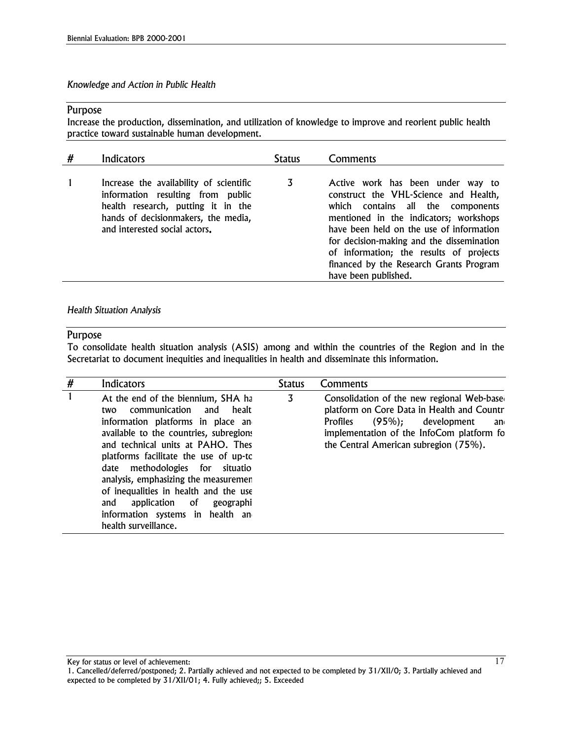*Knowledge and Action in Public Health*

## Purpose

Increase the production, dissemination, and utilization of knowledge to improve and reorient public health practice toward sustainable human development.

| # | Indicators | Status | Comments |
|---|---|---|---|
| 1 | Increase the availability of scientific information resulting from public health research, putting it in the hands of decisionmakers, the media, and interested social actors. | 3 | Active work has been under way to construct the VHL-Science and Health, which contains all the components mentioned in the indicators; workshops have been held on the use of information for decision-making and the dissemination of information; the results of projects financed by the Research Grants Program have been published. |

*Health Situation Analysis*

## Purpose

To consolidate health situation analysis (ASIS) among and within the countries of the Region and in the Secretariat to document inequities and inequalities in health and disseminate this information.

| # | Indicators | Status | Comments |
|---|---|---|---|
| 1 | At the end of the biennium, SHA ha two communication and healt information platforms in place an available to the countries, subregions and technical units at PAHO. Thes platforms facilitate the use of up-tc date methodologies for situatio analysis, emphasizing the measuremen of inequalities in health and the use and application of geographi information systems in health an health surveillance. | 3 | Consolidation of the new regional Web-base platform on Core Data in Health and Countr Profiles (95%); development an implementation of the InfoCom platform fo the Central American subregion (75%). |

Key for status or level of achievement:
1. Cancelled/deferred/postponed; 2. Partially achieved and not expected to be completed by 31/XII/0; 3. Partially achieved and expected to be completed by 31/XII/01; 4. Fully achieved;; 5. Exceeded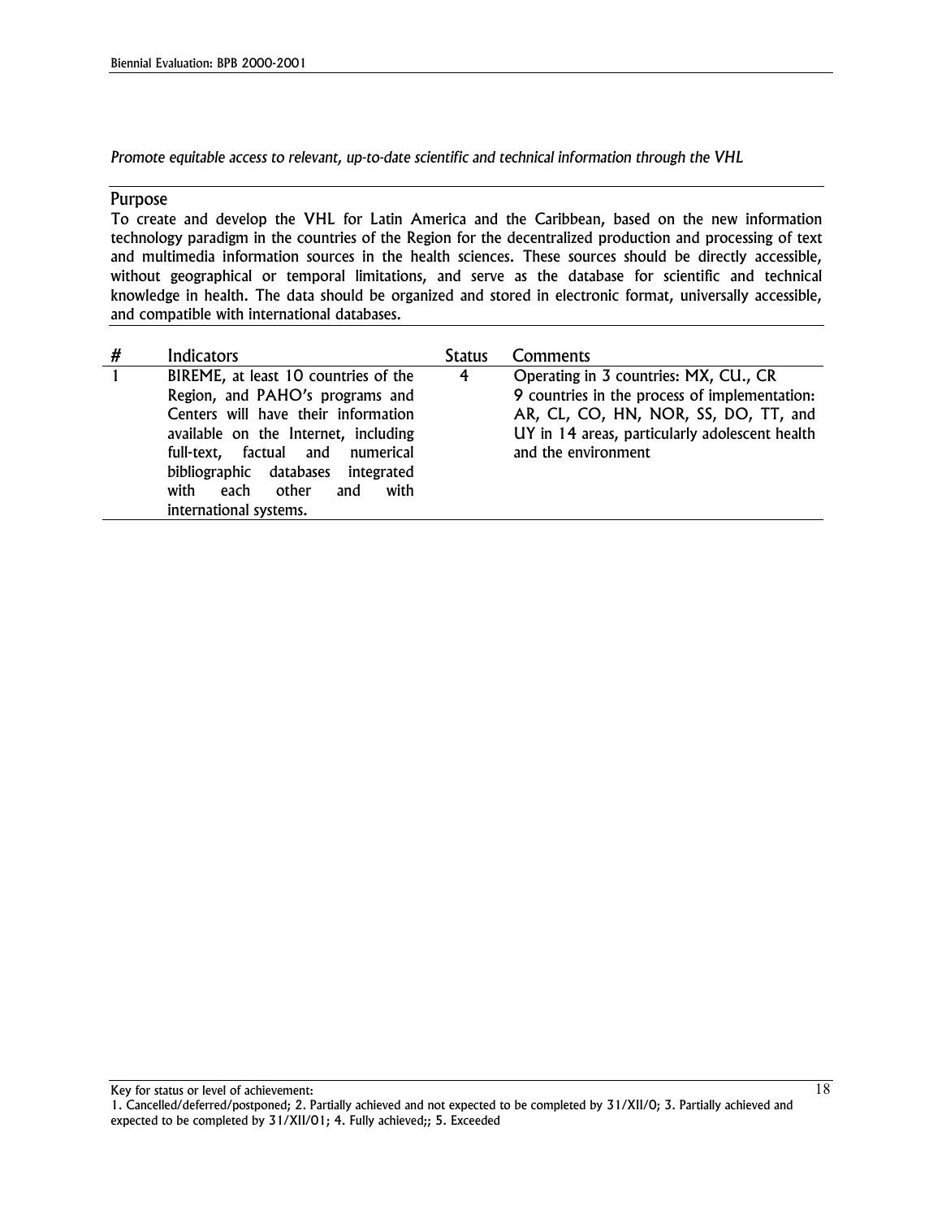*Promote equitable access to relevant, up-to-date scientific and technical information through the VHL*

## Purpose

To create and develop the VHL for Latin America and the Caribbean, based on the new information technology paradigm in the countries of the Region for the decentralized production and processing of text and multimedia information sources in the health sciences. These sources should be directly accessible, without geographical or temporal limitations, and serve as the database for scientific and technical knowledge in health. The data should be organized and stored in electronic format, universally accessible, and compatible with international databases.

| # | Indicators | Status | Comments |
|---|---|---|---|
| 1 | BIREME, at least 10 countries of the Region, and PAHO's programs and Centers will have their information available on the Internet, including full-text, factual and numerical bibliographic databases integrated with each other and with international systems. | 4 | Operating in 3 countries: MX, CU., CR<br>9 countries in the process of implementation: AR, CL, CO, HN, NOR, SS, DO, TT, and UY in 14 areas, particularly adolescent health and the environment |

Key for status or level of achievement:
1. Cancelled/deferred/postponed; 2. Partially achieved and not expected to be completed by 31/XII/0; 3. Partially achieved and expected to be completed by 31/XII/01; 4. Fully achieved;; 5. Exceeded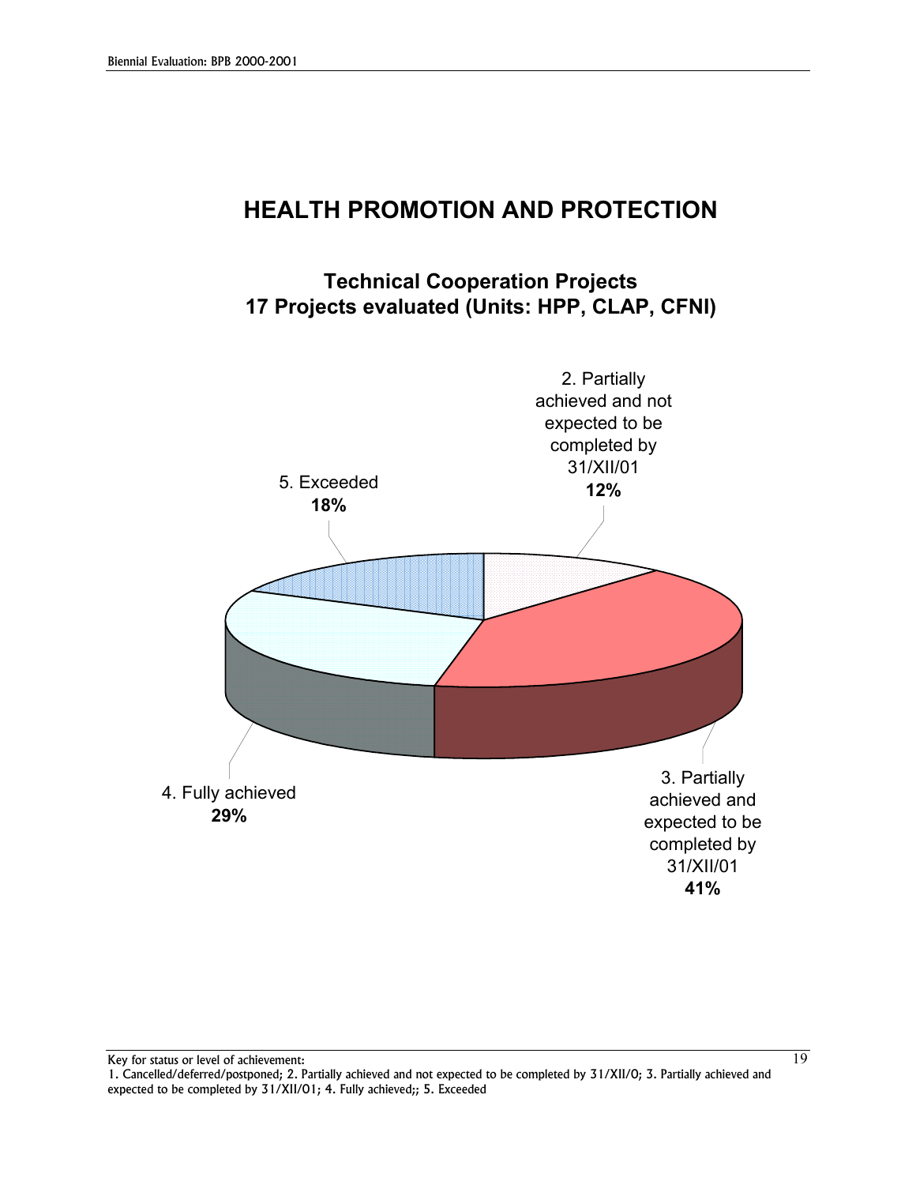# HEALTH PROMOTION AND PROTECTION

## Technical Cooperation Projects
## 17 Projects evaluated (Units: HPP, CLAP, CFNI)

2. Partially achieved and not expected to be completed by 31/XII/01
**12%**

5. Exceeded
**18%**

4. Fully achieved
**29%**

3. Partially achieved and expected to be completed by 31/XII/01
**41%**

Key for status or level of achievement:
1. Cancelled/deferred/postponed; 2. Partially achieved and not expected to be completed by 31/XII/0; 3. Partially achieved and expected to be completed by 31/XII/01; 4. Fully achieved;; 5. Exceeded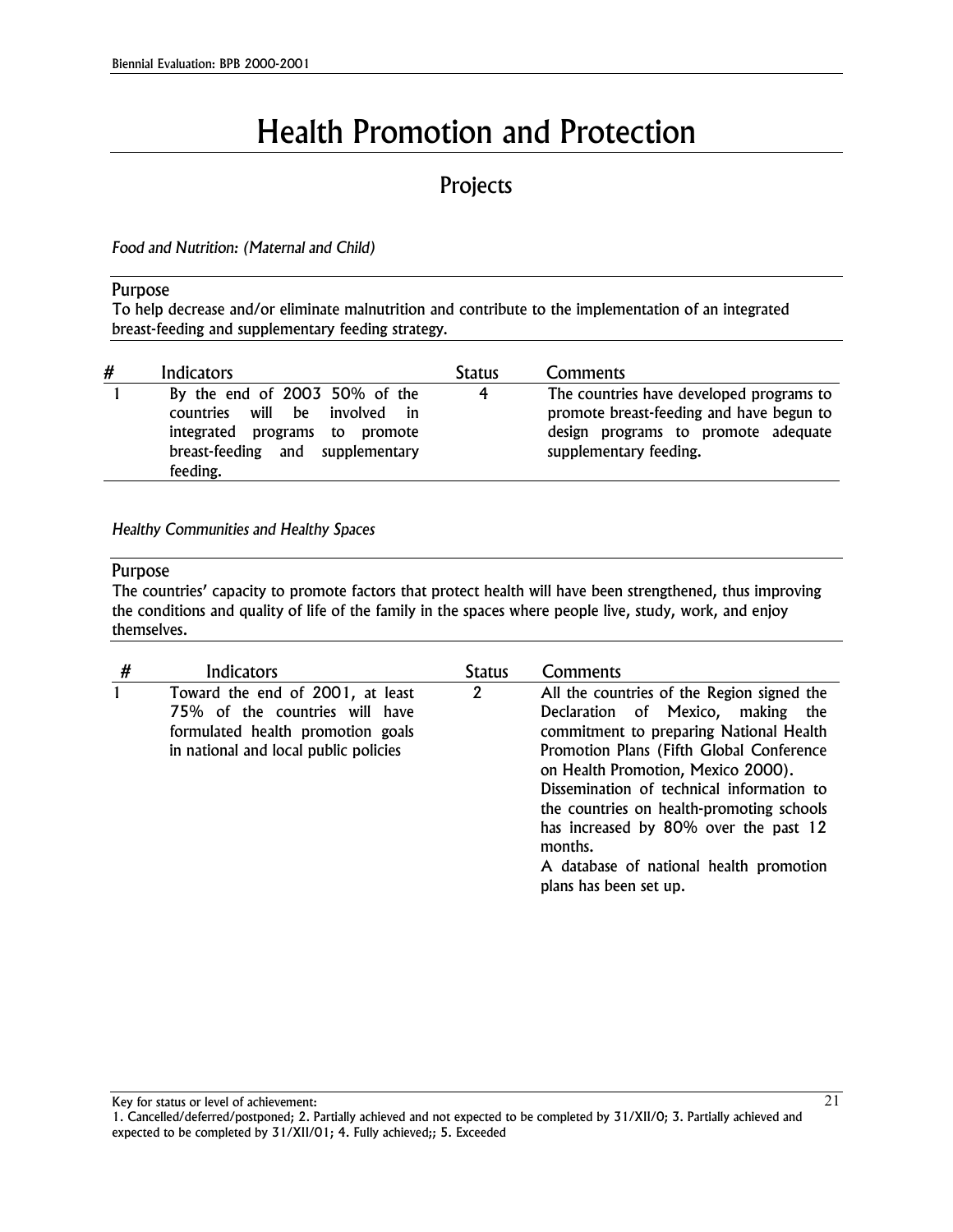# Health Promotion and Protection

## Projects

*Food and Nutrition: (Maternal and Child)*

### Purpose

To help decrease and/or eliminate malnutrition and contribute to the implementation of an integrated breast-feeding and supplementary feeding strategy.

| # | Indicators | Status | Comments |
|---|---|---|---|
| 1 | By the end of 2003 50% of the countries will be involved in integrated programs to promote breast-feeding and supplementary feeding. | 4 | The countries have developed programs to promote breast-feeding and have begun to design programs to promote adequate supplementary feeding. |

*Healthy Communities and Healthy Spaces*

### Purpose

The countries' capacity to promote factors that protect health will have been strengthened, thus improving the conditions and quality of life of the family in the spaces where people live, study, work, and enjoy themselves.

| # | Indicators | Status | Comments |
|---|---|---|---|
| 1 | Toward the end of 2001, at least 75% of the countries will have formulated health promotion goals in national and local public policies | 2 | All the countries of the Region signed the Declaration of Mexico, making the commitment to preparing National Health Promotion Plans (Fifth Global Conference on Health Promotion, Mexico 2000).<br>Dissemination of technical information to the countries on health-promoting schools has increased by 80% over the past 12 months.<br>A database of national health promotion plans has been set up. |

Key for status or level of achievement:
1. Cancelled/deferred/postponed; 2. Partially achieved and not expected to be completed by 31/XII/0; 3. Partially achieved and expected to be completed by 31/XII/01; 4. Fully achieved;; 5. Exceeded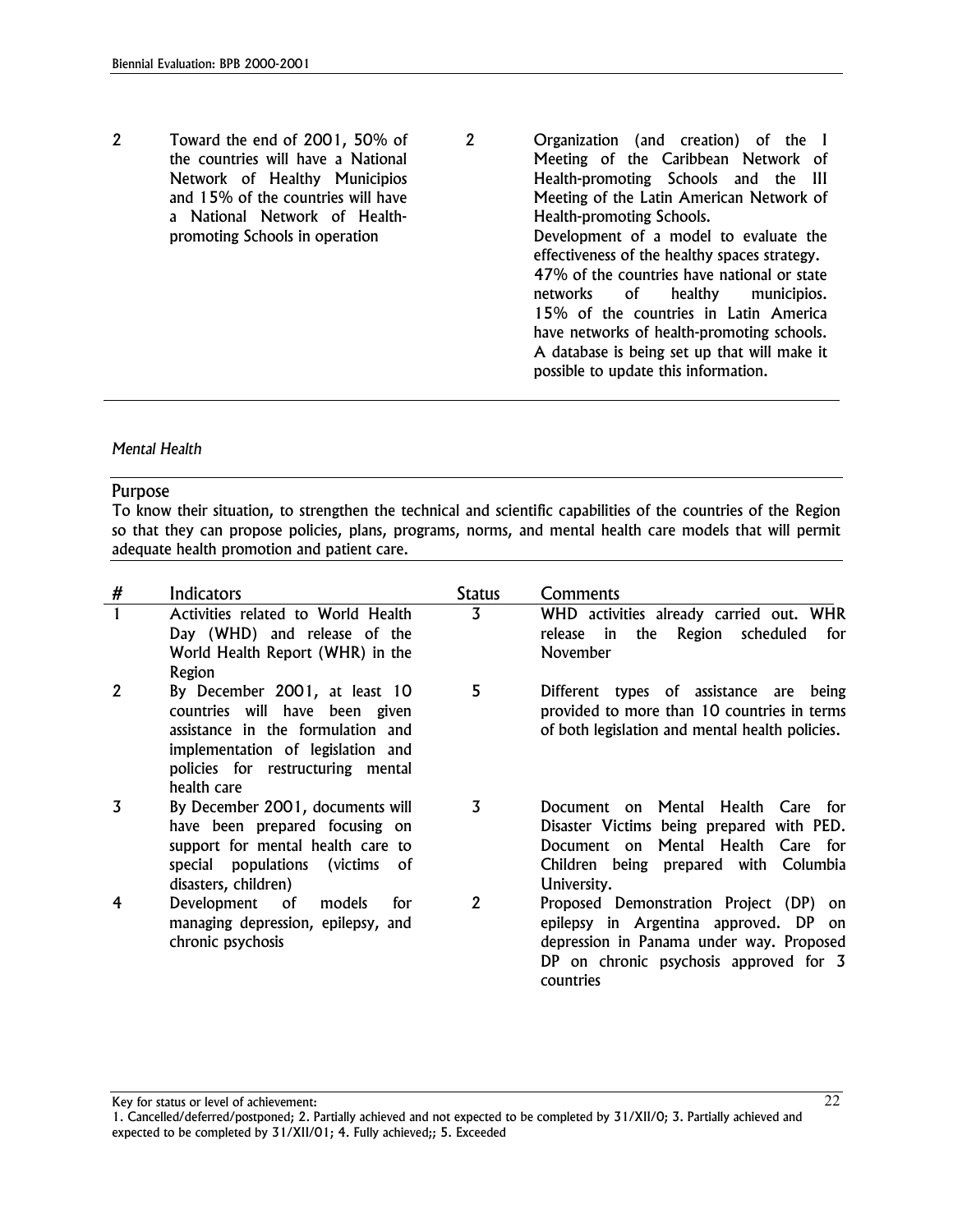| | | | |
|---|---|---|---|
| 2 | Toward the end of 2001, 50% of the countries will have a National Network of Healthy Municipios and 15% of the countries will have a National Network of Health-promoting Schools in operation | 2 | Organization (and creation) of the I Meeting of the Caribbean Network of Health-promoting Schools and the III Meeting of the Latin American Network of Health-promoting Schools. Development of a model to evaluate the effectiveness of the healthy spaces strategy. 47% of the countries have national or state networks of healthy municipios. 15% of the countries in Latin America have networks of health-promoting schools. A database is being set up that will make it possible to update this information. |

*Mental Health*

## Purpose

To know their situation, to strengthen the technical and scientific capabilities of the countries of the Region so that they can propose policies, plans, programs, norms, and mental health care models that will permit adequate health promotion and patient care.

| # | Indicators | Status | Comments |
|---|---|---|---|
| 1 | Activities related to World Health Day (WHD) and release of the World Health Report (WHR) in the Region | 3 | WHD activities already carried out. WHR release in the Region scheduled for November |
| 2 | By December 2001, at least 10 countries will have been given assistance in the formulation and implementation of legislation and policies for restructuring mental health care | 5 | Different types of assistance are being provided to more than 10 countries in terms of both legislation and mental health policies. |
| 3 | By December 2001, documents will have been prepared focusing on support for mental health care to special populations (victims of disasters, children) | 3 | Document on Mental Health Care for Disaster Victims being prepared with PED. Document on Mental Health Care for Children being prepared with Columbia University. |
| 4 | Development of models for managing depression, epilepsy, and chronic psychosis | 2 | Proposed Demonstration Project (DP) on epilepsy in Argentina approved. DP on depression in Panama under way. Proposed DP on chronic psychosis approved for 3 countries |

Key for status or level of achievement:
1. Cancelled/deferred/postponed; 2. Partially achieved and not expected to be completed by 31/XII/0; 3. Partially achieved and expected to be completed by 31/XII/01; 4. Fully achieved;; 5. Exceeded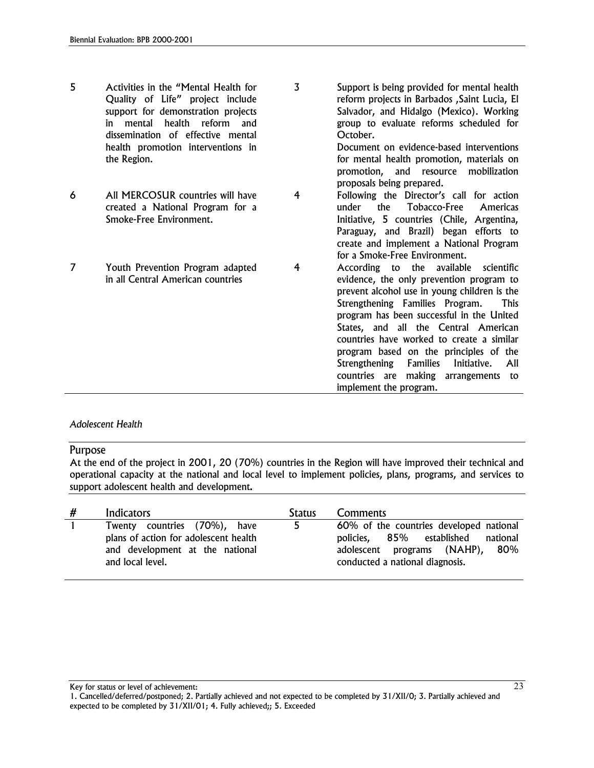| | | | |
|---|---|---|---|
| 5 | Activities in the "Mental Health for Quality of Life" project include support for demonstration projects in mental health reform and dissemination of effective mental health promotion interventions in the Region. | 3 | Support is being provided for mental health reform projects in Barbados ,Saint Lucia, El Salvador, and Hidalgo (Mexico). Working group to evaluate reforms scheduled for October.<br>Document on evidence-based interventions for mental health promotion, materials on promotion, and resource mobilization proposals being prepared. |
| 6 | All MERCOSUR countries will have created a National Program for a Smoke-Free Environment. | 4 | Following the Director's call for action under the Tobacco-Free Americas Initiative, 5 countries (Chile, Argentina, Paraguay, and Brazil) began efforts to create and implement a National Program for a Smoke-Free Environment. |
| 7 | Youth Prevention Program adapted in all Central American countries | 4 | According to the available scientific evidence, the only prevention program to prevent alcohol use in young children is the Strengthening Families Program. This program has been successful in the United States, and all the Central American countries have worked to create a similar program based on the principles of the Strengthening Families Initiative. All countries are making arrangements to implement the program. |

*Adolescent Health*

## Purpose

At the end of the project in 2001, 20 (70%) countries in the Region will have improved their technical and operational capacity at the national and local level to implement policies, plans, programs, and services to support adolescent health and development.

| # | Indicators | Status | Comments |
|---|---|---|---|
| 1 | Twenty countries (70%), have plans of action for adolescent health and development at the national and local level. | 5 | 60% of the countries developed national policies, 85% established national adolescent programs (NAHP), 80% conducted a national diagnosis. |

Key for status or level of achievement:
1. Cancelled/deferred/postponed; 2. Partially achieved and not expected to be completed by 31/XII/0; 3. Partially achieved and expected to be completed by 31/XII/01; 4. Fully achieved;; 5. Exceeded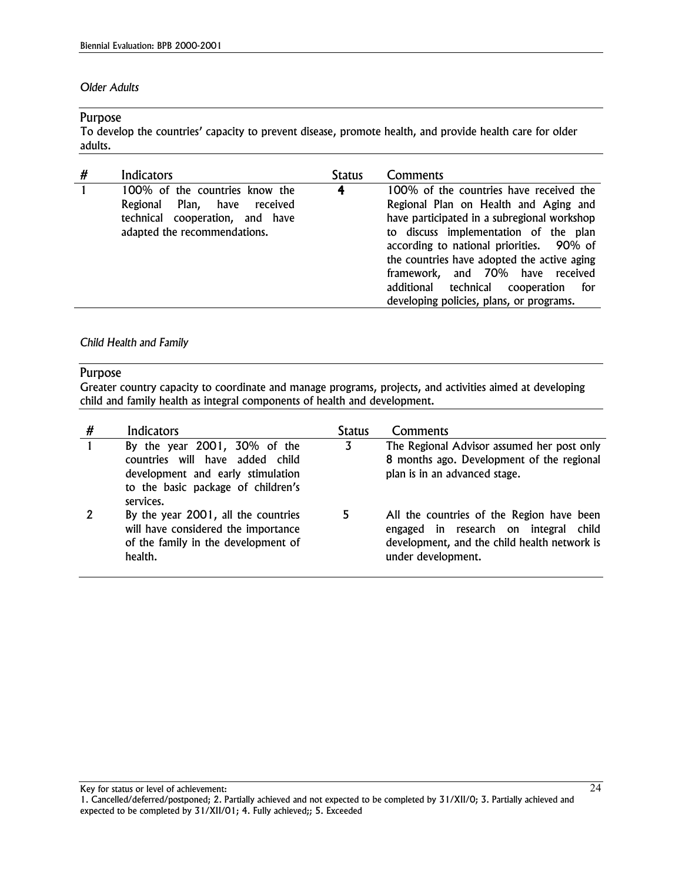*Older Adults*

Purpose
To develop the countries' capacity to prevent disease, promote health, and provide health care for older adults.

| # | Indicators | Status | Comments |
|---|---|---|---|
| 1 | 100% of the countries know the Regional Plan, have received technical cooperation, and have adapted the recommendations. | 4 | 100% of the countries have received the Regional Plan on Health and Aging and have participated in a subregional workshop to discuss implementation of the plan according to national priorities. 90% of the countries have adopted the active aging framework, and 70% have received additional technical cooperation for developing policies, plans, or programs. |

*Child Health and Family*

Purpose
Greater country capacity to coordinate and manage programs, projects, and activities aimed at developing child and family health as integral components of health and development.

| # | Indicators | Status | Comments |
|---|---|---|---|
| 1 | By the year 2001, 30% of the countries will have added child development and early stimulation to the basic package of children's services. | 3 | The Regional Advisor assumed her post only 8 months ago. Development of the regional plan is in an advanced stage. |
| 2 | By the year 2001, all the countries will have considered the importance of the family in the development of health. | 5 | All the countries of the Region have been engaged in research on integral child development, and the child health network is under development. |

Key for status or level of achievement:
1. Cancelled/deferred/postponed; 2. Partially achieved and not expected to be completed by 31/XII/0; 3. Partially achieved and expected to be completed by 31/XII/01; 4. Fully achieved;; 5. Exceeded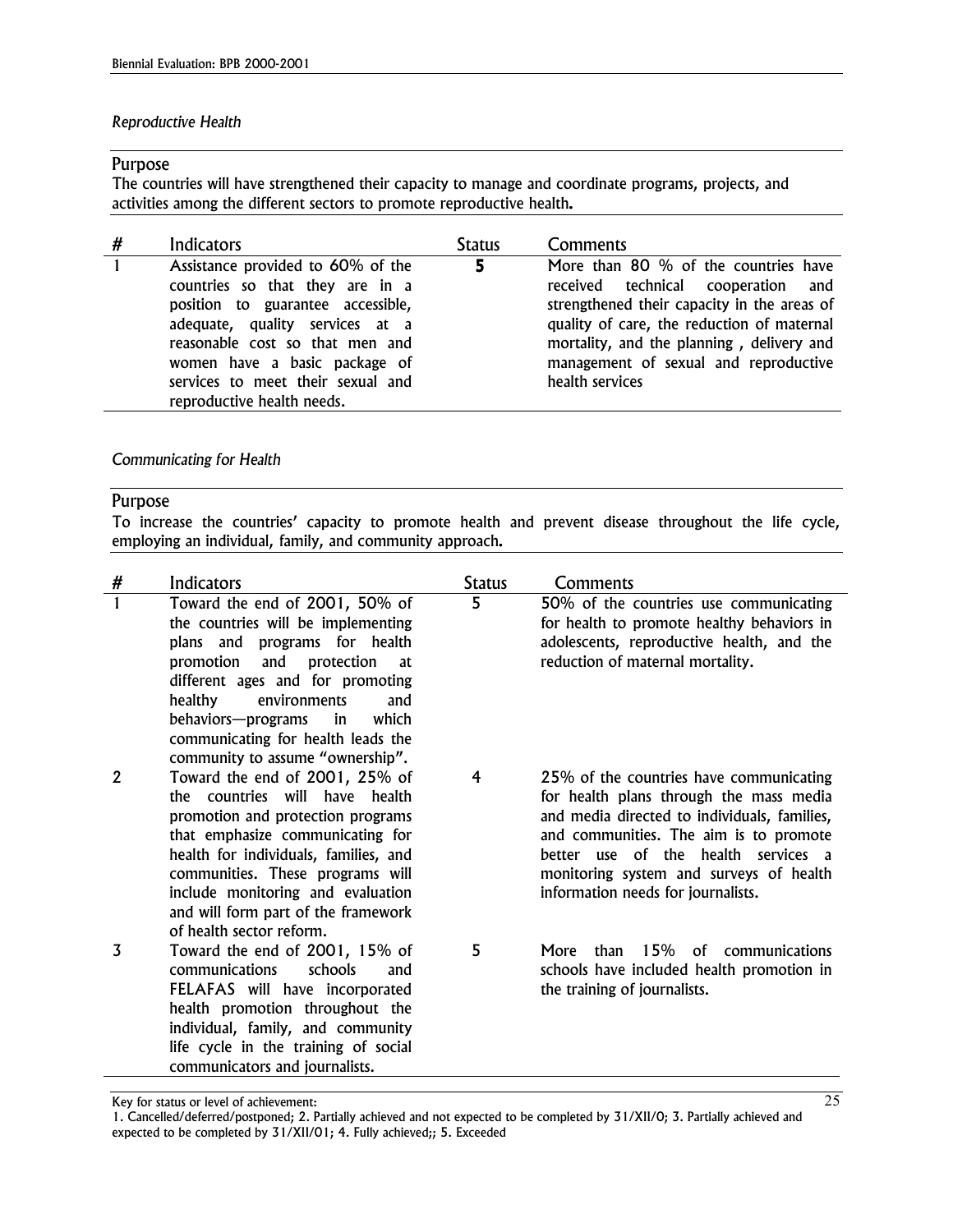*Reproductive Health*

## Purpose

The countries will have strengthened their capacity to manage and coordinate programs, projects, and activities among the different sectors to promote reproductive health.

| # | Indicators | Status | Comments |
|---|---|---|---|
| 1 | Assistance provided to 60% of the countries so that they are in a position to guarantee accessible, adequate, quality services at a reasonable cost so that men and women have a basic package of services to meet their sexual and reproductive health needs. | **5** | More than 80 % of the countries have received technical cooperation and strengthened their capacity in the areas of quality of care, the reduction of maternal mortality, and the planning , delivery and management of sexual and reproductive health services |

*Communicating for Health*

## Purpose

To increase the countries' capacity to promote health and prevent disease throughout the life cycle, employing an individual, family, and community approach.

| # | Indicators | Status | Comments |
|---|---|---|---|
| 1 | Toward the end of 2001, 50% of the countries will be implementing plans and programs for health promotion and protection at different ages and for promoting healthy environments and behaviors—programs in which communicating for health leads the community to assume "ownership". | 5 | 50% of the countries use communicating for health to promote healthy behaviors in adolescents, reproductive health, and the reduction of maternal mortality. |
| 2 | Toward the end of 2001, 25% of the countries will have health promotion and protection programs that emphasize communicating for health for individuals, families, and communities. These programs will include monitoring and evaluation and will form part of the framework of health sector reform. | 4 | 25% of the countries have communicating for health plans through the mass media and media directed to individuals, families, and communities. The aim is to promote better use of the health services a monitoring system and surveys of health information needs for journalists. |
| 3 | Toward the end of 2001, 15% of communications schools and FELAFAS will have incorporated health promotion throughout the individual, family, and community life cycle in the training of social communicators and journalists. | 5 | More than 15% of communications schools have included health promotion in the training of journalists. |

Key for status or level of achievement:
1. Cancelled/deferred/postponed; 2. Partially achieved and not expected to be completed by 31/XII/0; 3. Partially achieved and expected to be completed by 31/XII/01; 4. Fully achieved;; 5. Exceeded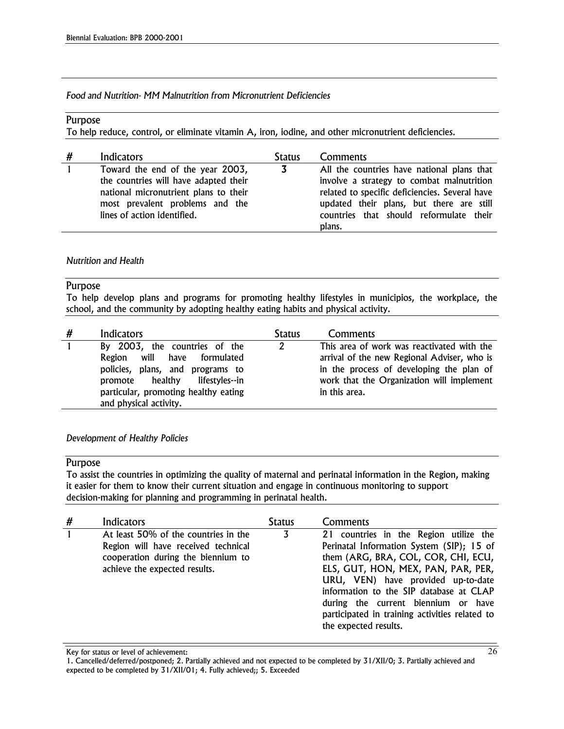*Food and Nutrition- MM Malnutrition from Micronutrient Deficiencies*

## Purpose

To help reduce, control, or eliminate vitamin A, iron, iodine, and other micronutrient deficiencies.

| # | Indicators | Status | Comments |
|---|---|---|---|
| 1 | Toward the end of the year 2003, the countries will have adapted their national micronutrient plans to their most prevalent problems and the lines of action identified. | 3 | All the countries have national plans that involve a strategy to combat malnutrition related to specific deficiencies. Several have updated their plans, but there are still countries that should reformulate their plans. |

*Nutrition and Health*

## Purpose

To help develop plans and programs for promoting healthy lifestyles in municipios, the workplace, the school, and the community by adopting healthy eating habits and physical activity.

| # | Indicators | Status | Comments |
|---|---|---|---|
| 1 | By 2003, the countries of the Region will have formulated policies, plans, and programs to promote healthy lifestyles--in particular, promoting healthy eating and physical activity. | 2 | This area of work was reactivated with the arrival of the new Regional Adviser, who is in the process of developing the plan of work that the Organization will implement in this area. |

*Development of Healthy Policies*

## Purpose

To assist the countries in optimizing the quality of maternal and perinatal information in the Region, making it easier for them to know their current situation and engage in continuous monitoring to support decision-making for planning and programming in perinatal health.

| # | Indicators | Status | Comments |
|---|---|---|---|
| 1 | At least 50% of the countries in the Region will have received technical cooperation during the biennium to achieve the expected results. | 3 | 21 countries in the Region utilize the Perinatal Information System (SIP); 15 of them (ARG, BRA, COL, COR, CHI, ECU, ELS, GUT, HON, MEX, PAN, PAR, PER, URU, VEN) have provided up-to-date information to the SIP database at CLAP during the current biennium or have participated in training activities related to the expected results. |

Key for status or level of achievement:
1. Cancelled/deferred/postponed; 2. Partially achieved and not expected to be completed by 31/XII/0; 3. Partially achieved and expected to be completed by 31/XII/01; 4. Fully achieved;; 5. Exceeded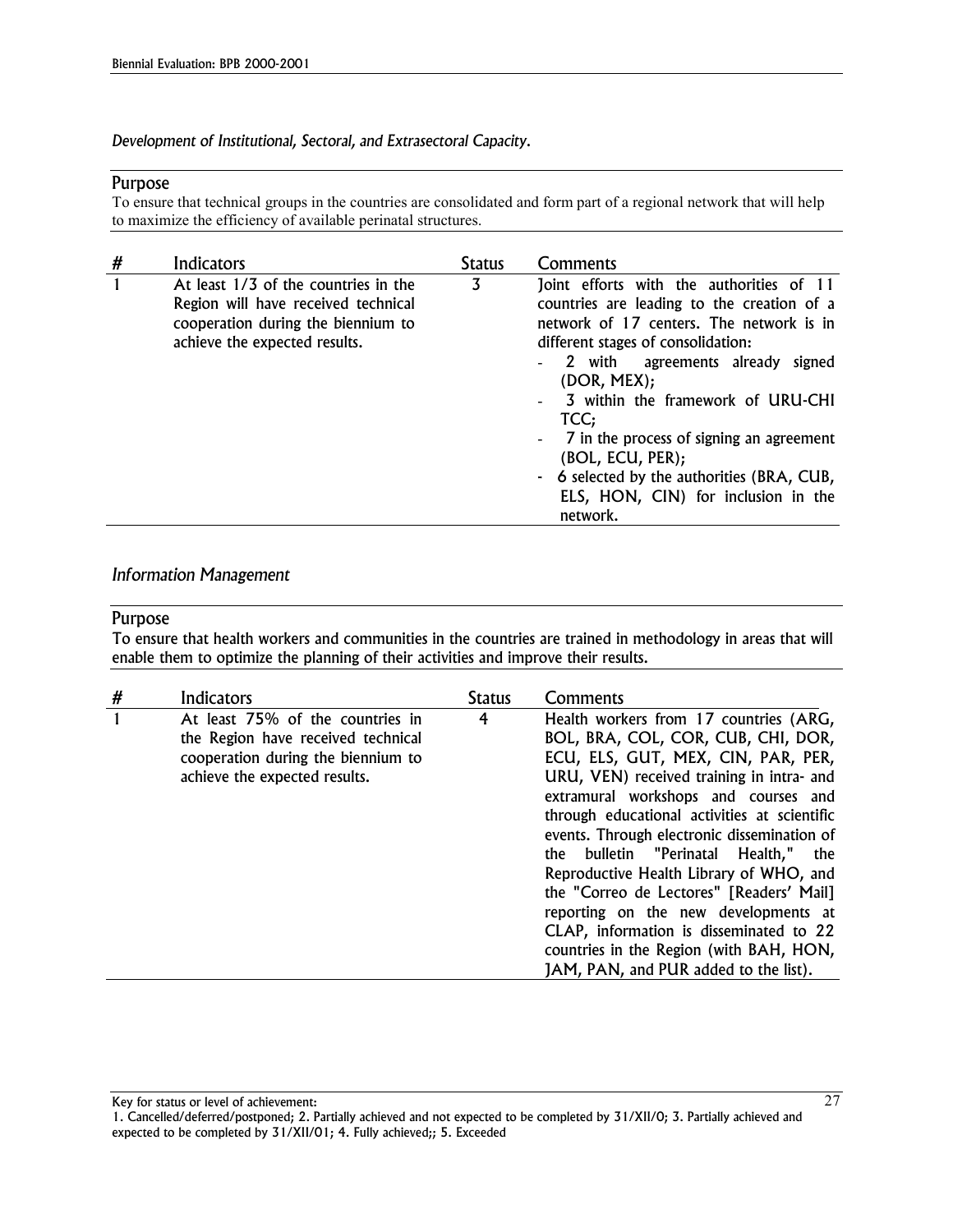*Development of Institutional, Sectoral, and Extrasectoral Capacity.*

## Purpose

To ensure that technical groups in the countries are consolidated and form part of a regional network that will help to maximize the efficiency of available perinatal structures.

| # | Indicators | Status | Comments |
|---|---|---|---|
| 1 | At least 1/3 of the countries in the Region will have received technical cooperation during the biennium to achieve the expected results. | 3 | Joint efforts with the authorities of 11 countries are leading to the creation of a network of 17 centers. The network is in different stages of consolidation:<br>- 2 with agreements already signed (DOR, MEX);<br>- 3 within the framework of URU-CHI TCC;<br>- 7 in the process of signing an agreement (BOL, ECU, PER);<br>- 6 selected by the authorities (BRA, CUB, ELS, HON, CIN) for inclusion in the network. |

*Information Management*

## Purpose

To ensure that health workers and communities in the countries are trained in methodology in areas that will enable them to optimize the planning of their activities and improve their results.

| # | Indicators | Status | Comments |
|---|---|---|---|
| 1 | At least 75% of the countries in the Region have received technical cooperation during the biennium to achieve the expected results. | 4 | Health workers from 17 countries (ARG, BOL, BRA, COL, COR, CUB, CHI, DOR, ECU, ELS, GUT, MEX, CIN, PAR, PER, URU, VEN) received training in intra- and extramural workshops and courses and through educational activities at scientific events. Through electronic dissemination of the bulletin "Perinatal Health," the Reproductive Health Library of WHO, and the "Correo de Lectores" [Readers' Mail] reporting on the new developments at CLAP, information is disseminated to 22 countries in the Region (with BAH, HON, JAM, PAN, and PUR added to the list). |

Key for status or level of achievement:
1. Cancelled/deferred/postponed; 2. Partially achieved and not expected to be completed by 31/XII/0; 3. Partially achieved and expected to be completed by 31/XII/01; 4. Fully achieved;; 5. Exceeded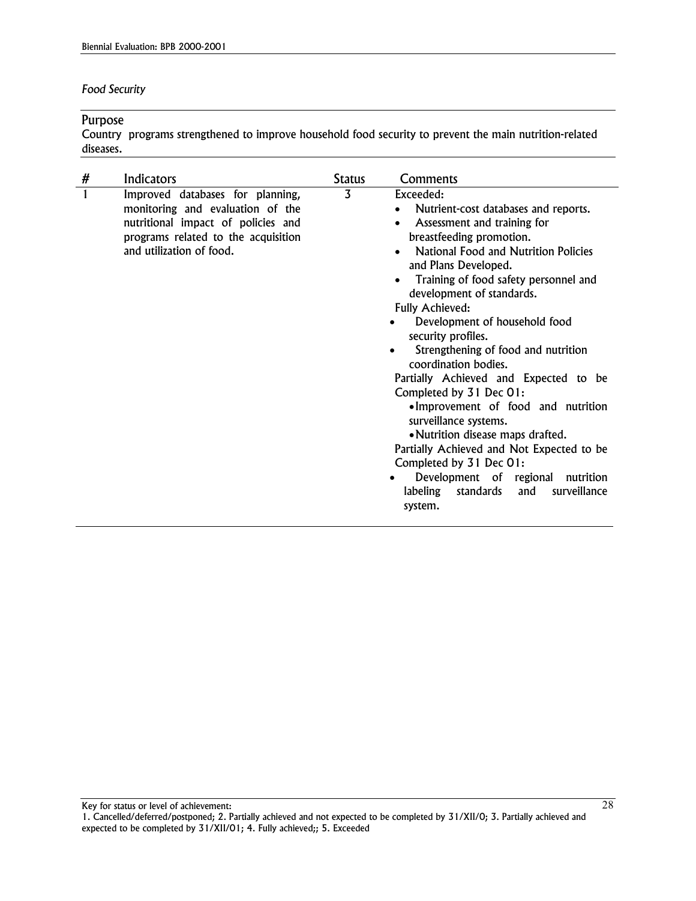*Food Security*

## Purpose

Country programs strengthened to improve household food security to prevent the main nutrition-related diseases.

| # | Indicators | Status | Comments |
|---|---|---|---|
| 1 | Improved databases for planning, monitoring and evaluation of the nutritional impact of policies and programs related to the acquisition and utilization of food. | 3 | Exceeded:<br>• Nutrient-cost databases and reports.<br>• Assessment and training for breastfeeding promotion.<br>• National Food and Nutrition Policies and Plans Developed.<br>• Training of food safety personnel and development of standards.<br>Fully Achieved:<br>• Development of household food security profiles.<br>• Strengthening of food and nutrition coordination bodies.<br>Partially Achieved and Expected to be Completed by 31 Dec 01:<br>• Improvement of food and nutrition surveillance systems.<br>• Nutrition disease maps drafted.<br>Partially Achieved and Not Expected to be Completed by 31 Dec 01:<br>• Development of regional nutrition labeling standards and surveillance system. |

Key for status or level of achievement:
1. Cancelled/deferred/postponed; 2. Partially achieved and not expected to be completed by 31/XII/0; 3. Partially achieved and expected to be completed by 31/XII/01; 4. Fully achieved;; 5. Exceeded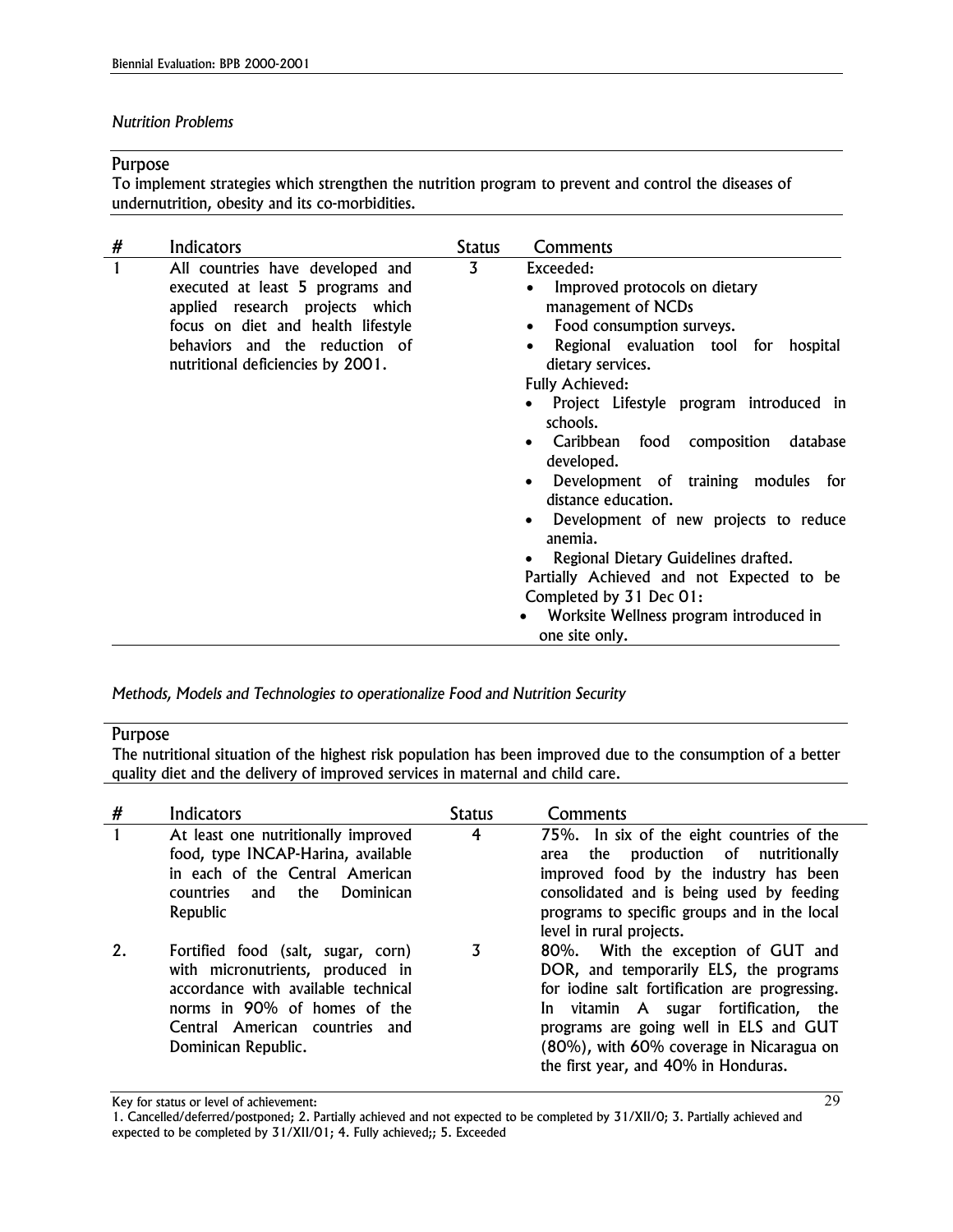*Nutrition Problems*

## Purpose

To implement strategies which strengthen the nutrition program to prevent and control the diseases of undernutrition, obesity and its co-morbidities.

| # | Indicators | Status | Comments |
|---|---|---|---|
| 1 | All countries have developed and executed at least 5 programs and applied research projects which focus on diet and health lifestyle behaviors and the reduction of nutritional deficiencies by 2001. | 3 | Exceeded:<br>• Improved protocols on dietary management of NCDs<br>• Food consumption surveys.<br>• Regional evaluation tool for hospital dietary services.<br>Fully Achieved:<br>• Project Lifestyle program introduced in schools.<br>• Caribbean food composition database developed.<br>• Development of training modules for distance education.<br>• Development of new projects to reduce anemia.<br>• Regional Dietary Guidelines drafted.<br>Partially Achieved and not Expected to be Completed by 31 Dec 01:<br>• Worksite Wellness program introduced in one site only. |

*Methods, Models and Technologies to operationalize Food and Nutrition Security*

## Purpose

The nutritional situation of the highest risk population has been improved due to the consumption of a better quality diet and the delivery of improved services in maternal and child care.

| # | Indicators | Status | Comments |
|---|---|---|---|
| 1 | At least one nutritionally improved food, type INCAP-Harina, available in each of the Central American countries and the Dominican Republic | 4 | 75%. In six of the eight countries of the area the production of nutritionally improved food by the industry has been consolidated and is being used by feeding programs to specific groups and in the local level in rural projects. |
| 2. | Fortified food (salt, sugar, corn) with micronutrients, produced in accordance with available technical norms in 90% of homes of the Central American countries and Dominican Republic. | 3 | 80%. With the exception of GUT and DOR, and temporarily ELS, the programs for iodine salt fortification are progressing. In vitamin A sugar fortification, the programs are going well in ELS and GUT (80%), with 60% coverage in Nicaragua on the first year, and 40% in Honduras. |

Key for status or level of achievement:
1. Cancelled/deferred/postponed; 2. Partially achieved and not expected to be completed by 31/XII/0; 3. Partially achieved and expected to be completed by 31/XII/01; 4. Fully achieved;; 5. Exceeded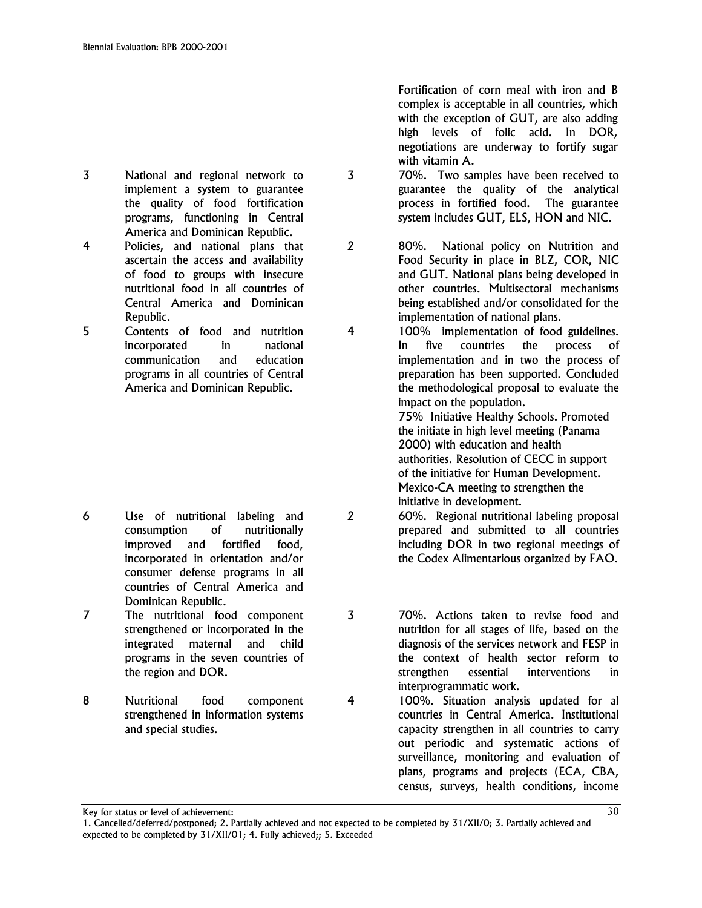| | | | |
|---|---|---|---|
| | | | Fortification of corn meal with iron and B complex is acceptable in all countries, which with the exception of GUT, are also adding high levels of folic acid. In DOR, negotiations are underway to fortify sugar with vitamin A. |
| 3 | National and regional network to implement a system to guarantee the quality of food fortification programs, functioning in Central America and Dominican Republic. | 3 | 70%. Two samples have been received to guarantee the quality of the analytical process in fortified food. The guarantee system includes GUT, ELS, HON and NIC. |
| 4 | Policies, and national plans that ascertain the access and availability of food to groups with insecure nutritional food in all countries of Central America and Dominican Republic. | 2 | 80%. National policy on Nutrition and Food Security in place in BLZ, COR, NIC and GUT. National plans being developed in other countries. Multisectoral mechanisms being established and/or consolidated for the implementation of national plans. |
| 5 | Contents of food and nutrition incorporated in national communication and education programs in all countries of Central America and Dominican Republic. | 4 | 100% implementation of food guidelines. In five countries the process of implementation and in two the process of preparation has been supported. Concluded the methodological proposal to evaluate the impact on the population.<br>75% Initiative Healthy Schools. Promoted the initiate in high level meeting (Panama 2000) with education and health authorities. Resolution of CECC in support of the initiative for Human Development. Mexico-CA meeting to strengthen the initiative in development. |
| 6 | Use of nutritional labeling and consumption of nutritionally improved and fortified food, incorporated in orientation and/or consumer defense programs in all countries of Central America and Dominican Republic. | 2 | 60%. Regional nutritional labeling proposal prepared and submitted to all countries including DOR in two regional meetings of the Codex Alimentarious organized by FAO. |
| 7 | The nutritional food component strengthened or incorporated in the integrated maternal and child programs in the seven countries of the region and DOR. | 3 | 70%. Actions taken to revise food and nutrition for all stages of life, based on the diagnosis of the services network and FESP in the context of health sector reform to strengthen essential interventions in interprogrammatic work. |
| 8 | Nutritional food component strengthened in information systems and special studies. | 4 | 100%. Situation analysis updated for al countries in Central America. Institutional capacity strengthen in all countries to carry out periodic and systematic actions of surveillance, monitoring and evaluation of plans, programs and projects (ECA, CBA, census, surveys, health conditions, income |

Key for status or level of achievement:
1. Cancelled/deferred/postponed; 2. Partially achieved and not expected to be completed by 31/XII/0; 3. Partially achieved and expected to be completed by 31/XII/01; 4. Fully achieved;; 5. Exceeded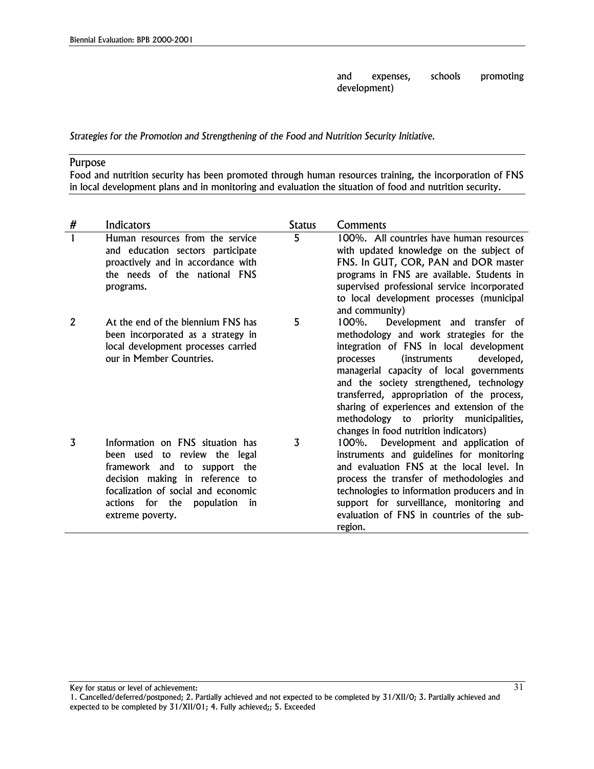and expenses, schools promoting development)

*Strategies for the Promotion and Strengthening of the Food and Nutrition Security Initiative.*

## Purpose

Food and nutrition security has been promoted through human resources training, the incorporation of FNS in local development plans and in monitoring and evaluation the situation of food and nutrition security.

| # | Indicators | Status | Comments |
|---|---|---|---|
| 1 | Human resources from the service and education sectors participate proactively and in accordance with the needs of the national FNS programs. | 5 | 100%. All countries have human resources with updated knowledge on the subject of FNS. In GUT, COR, PAN and DOR master programs in FNS are available. Students in supervised professional service incorporated to local development processes (municipal and community) |
| 2 | At the end of the biennium FNS has been incorporated as a strategy in local development processes carried our in Member Countries. | 5 | 100%. Development and transfer of methodology and work strategies for the integration of FNS in local development processes (instruments developed, managerial capacity of local governments and the society strengthened, technology transferred, appropriation of the process, sharing of experiences and extension of the methodology to priority municipalities, changes in food nutrition indicators) |
| 3 | Information on FNS situation has been used to review the legal framework and to support the decision making in reference to focalization of social and economic actions for the population in extreme poverty. | 3 | 100%. Development and application of instruments and guidelines for monitoring and evaluation FNS at the local level. In process the transfer of methodologies and technologies to information producers and in support for surveillance, monitoring and evaluation of FNS in countries of the sub-region. |

Key for status or level of achievement:
1. Cancelled/deferred/postponed; 2. Partially achieved and not expected to be completed by 31/XII/0; 3. Partially achieved and expected to be completed by 31/XII/01; 4. Fully achieved;; 5. Exceeded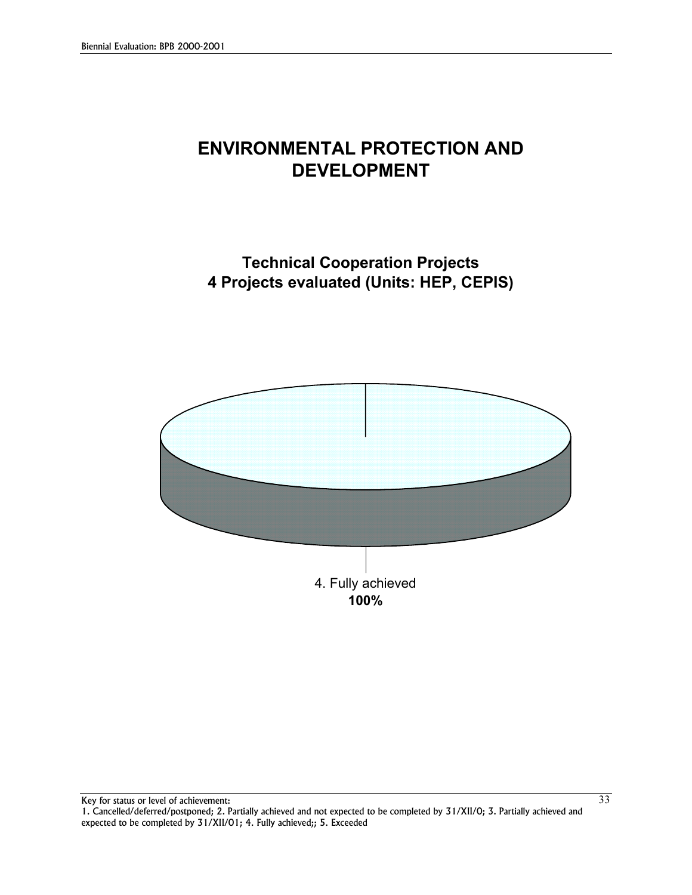# ENVIRONMENTAL PROTECTION AND DEVELOPMENT

## Technical Cooperation Projects
## 4 Projects evaluated (Units: HEP, CEPIS)

4. Fully achieved
**100%**

Key for status or level of achievement:
1. Cancelled/deferred/postponed; 2. Partially achieved and not expected to be completed by 31/XII/0; 3. Partially achieved and expected to be completed by 31/XII/01; 4. Fully achieved;; 5. Exceeded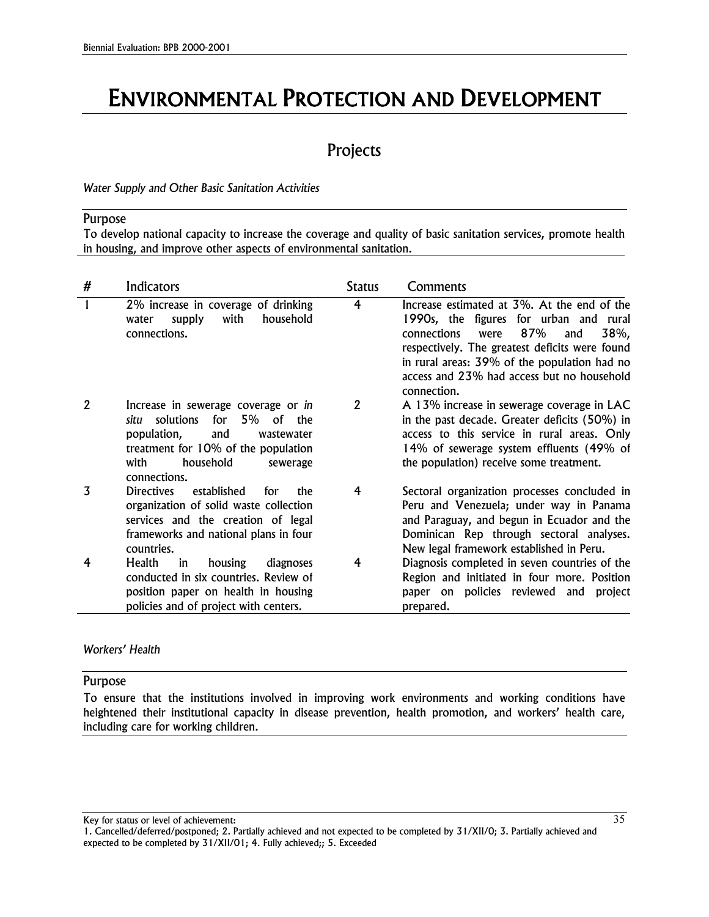# ENVIRONMENTAL PROTECTION AND DEVELOPMENT

## Projects

*Water Supply and Other Basic Sanitation Activities*

### Purpose

To develop national capacity to increase the coverage and quality of basic sanitation services, promote health in housing, and improve other aspects of environmental sanitation.

| # | Indicators | Status | Comments |
|---|---|---|---|
| 1 | 2% increase in coverage of drinking water supply with household connections. | 4 | Increase estimated at 3%. At the end of the 1990s, the figures for urban and rural connections were 87% and 38%, respectively. The greatest deficits were found in rural areas: 39% of the population had no access and 23% had access but no household connection. |
| 2 | Increase in sewerage coverage or *in situ* solutions for 5% of the population, and wastewater treatment for 10% of the population with household sewerage connections. | 2 | A 13% increase in sewerage coverage in LAC in the past decade. Greater deficits (50%) in access to this service in rural areas. Only 14% of sewerage system effluents (49% of the population) receive some treatment. |
| 3 | Directives established for the organization of solid waste collection services and the creation of legal frameworks and national plans in four countries. | 4 | Sectoral organization processes concluded in Peru and Venezuela; under way in Panama and Paraguay, and begun in Ecuador and the Dominican Rep through sectoral analyses. New legal framework established in Peru. |
| 4 | Health in housing diagnoses conducted in six countries. Review of position paper on health in housing policies and of project with centers. | 4 | Diagnosis completed in seven countries of the Region and initiated in four more. Position paper on policies reviewed and project prepared. |

*Workers' Health*

### Purpose

To ensure that the institutions involved in improving work environments and working conditions have heightened their institutional capacity in disease prevention, health promotion, and workers' health care, including care for working children.

Key for status or level of achievement:
1. Cancelled/deferred/postponed; 2. Partially achieved and not expected to be completed by 31/XII/0; 3. Partially achieved and expected to be completed by 31/XII/01; 4. Fully achieved;; 5. Exceeded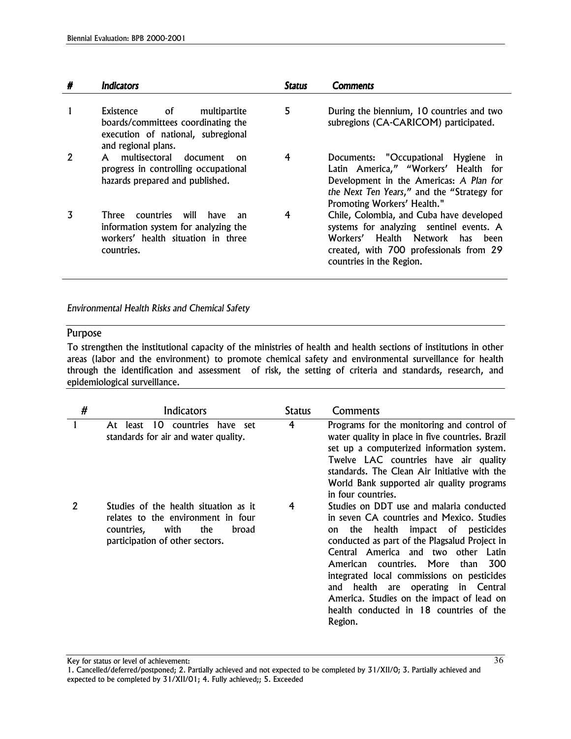| # | *Indicators* | *Status* | *Comments* |
|---|---|---|---|
| 1 | Existence of multipartite boards/committees coordinating the execution of national, subregional and regional plans. | 5 | During the biennium, 10 countries and two subregions (CA-CARICOM) participated. |
| 2 | A multisectoral document on progress in controlling occupational hazards prepared and published. | 4 | Documents: "Occupational Hygiene in Latin America," "Workers' Health for Development in the Americas: *A Plan for the Next Ten Years*," and the "Strategy for Promoting Workers' Health." |
| 3 | Three countries will have an information system for analyzing the workers' health situation in three countries. | 4 | Chile, Colombia, and Cuba have developed systems for analyzing sentinel events. A Workers' Health Network has been created, with 700 professionals from 29 countries in the Region. |

*Environmental Health Risks and Chemical Safety*

## Purpose

To strengthen the institutional capacity of the ministries of health and health sections of institutions in other areas (labor and the environment) to promote chemical safety and environmental surveillance for health through the identification and assessment of risk, the setting of criteria and standards, research, and epidemiological surveillance.

| # | Indicators | Status | Comments |
|---|---|---|---|
| 1 | At least 10 countries have set standards for air and water quality. | 4 | Programs for the monitoring and control of water quality in place in five countries. Brazil set up a computerized information system. Twelve LAC countries have air quality standards. The Clean Air Initiative with the World Bank supported air quality programs in four countries. |
| 2 | Studies of the health situation as it relates to the environment in four countries, with the broad participation of other sectors. | 4 | Studies on DDT use and malaria conducted in seven CA countries and Mexico. Studies on the health impact of pesticides conducted as part of the Plagsalud Project in Central America and two other Latin American countries. More than 300 integrated local commissions on pesticides and health are operating in Central America. Studies on the impact of lead on health conducted in 18 countries of the Region. |

Key for status or level of achievement:
1. Cancelled/deferred/postponed; 2. Partially achieved and not expected to be completed by 31/XII/0; 3. Partially achieved and expected to be completed by 31/XII/01; 4. Fully achieved;; 5. Exceeded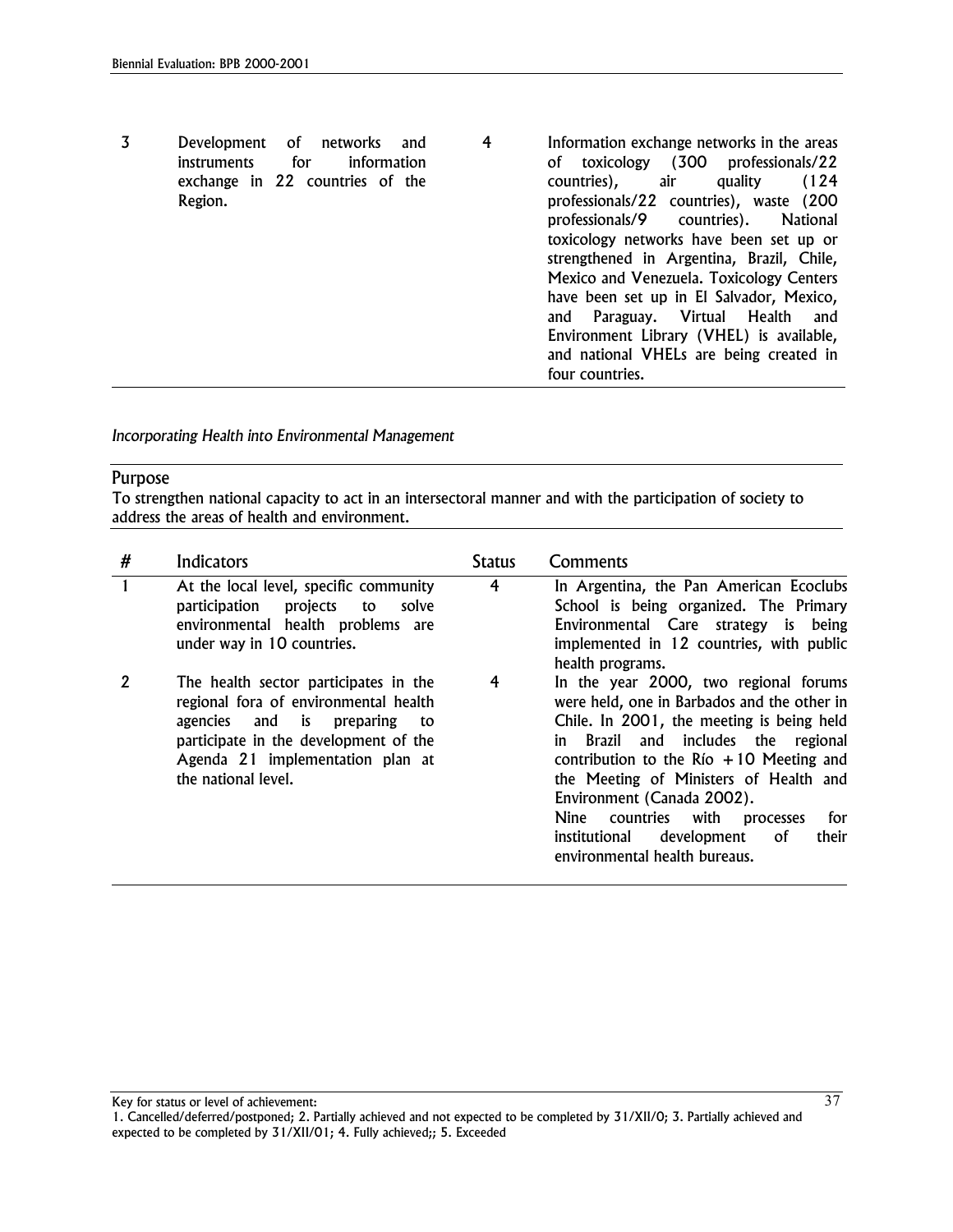| | | | |
|---|---|---|---|
| 3 | Development of networks and instruments for information exchange in 22 countries of the Region. | 4 | Information exchange networks in the areas of toxicology (300 professionals/22 countries), air quality (124 professionals/22 countries), waste (200 professionals/9 countries). National toxicology networks have been set up or strengthened in Argentina, Brazil, Chile, Mexico and Venezuela. Toxicology Centers have been set up in El Salvador, Mexico, and Paraguay. Virtual Health and Environment Library (VHEL) is available, and national VHELs are being created in four countries. |

*Incorporating Health into Environmental Management*

## Purpose

To strengthen national capacity to act in an intersectoral manner and with the participation of society to address the areas of health and environment.

| # | Indicators | Status | Comments |
|---|---|---|---|
| 1 | At the local level, specific community participation projects to solve environmental health problems are under way in 10 countries. | 4 | In Argentina, the Pan American Ecoclubs School is being organized. The Primary Environmental Care strategy is being implemented in 12 countries, with public health programs. |
| 2 | The health sector participates in the regional fora of environmental health agencies and is preparing to participate in the development of the Agenda 21 implementation plan at the national level. | 4 | In the year 2000, two regional forums were held, one in Barbados and the other in Chile. In 2001, the meeting is being held in Brazil and includes the regional contribution to the Río +10 Meeting and the Meeting of Ministers of Health and Environment (Canada 2002).<br>Nine countries with processes for institutional development of their environmental health bureaus. |

Key for status or level of achievement:
1. Cancelled/deferred/postponed; 2. Partially achieved and not expected to be completed by 31/XII/0; 3. Partially achieved and expected to be completed by 31/XII/01; 4. Fully achieved;; 5. Exceeded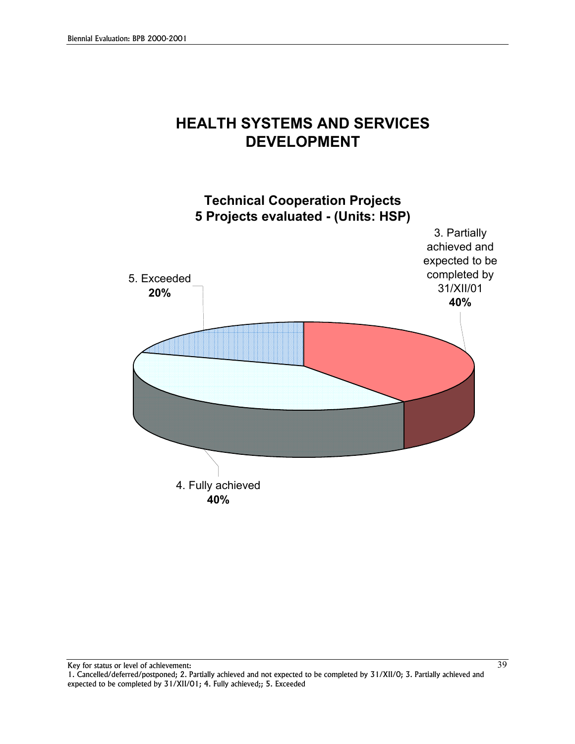# HEALTH SYSTEMS AND SERVICES DEVELOPMENT

**Technical Cooperation Projects**
**5 Projects evaluated - (Units: HSP)**

3. Partially achieved and expected to be completed by 31/XII/01
**40%**

5. Exceeded
**20%**

4. Fully achieved
**40%**

Key for status or level of achievement:
1. Cancelled/deferred/postponed; 2. Partially achieved and not expected to be completed by 31/XII/0; 3. Partially achieved and expected to be completed by 31/XII/01; 4. Fully achieved;; 5. Exceeded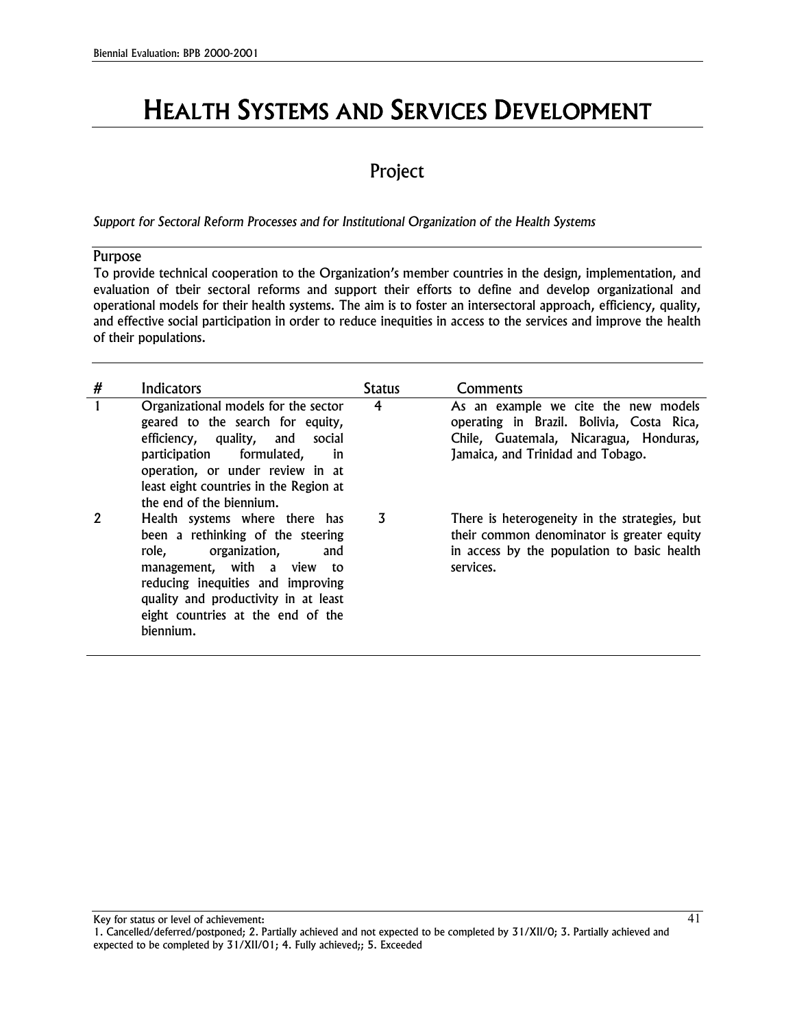# HEALTH SYSTEMS AND SERVICES DEVELOPMENT

## Project

*Support for Sectoral Reform Processes and for Institutional Organization of the Health Systems*

### Purpose

To provide technical cooperation to the Organization's member countries in the design, implementation, and evaluation of tbeir sectoral reforms and support their efforts to define and develop organizational and operational models for their health systems. The aim is to foster an intersectoral approach, efficiency, quality, and effective social participation in order to reduce inequities in access to the services and improve the health of their populations.

| # | Indicators | Status | Comments |
|---|---|---|---|
| 1 | Organizational models for the sector geared to the search for equity, efficiency, quality, and social participation formulated, in operation, or under review in at least eight countries in the Region at the end of the biennium. | 4 | As an example we cite the new models operating in Brazil. Bolivia, Costa Rica, Chile, Guatemala, Nicaragua, Honduras, Jamaica, and Trinidad and Tobago. |
| 2 | Health systems where there has been a rethinking of the steering role, organization, and management, with a view to reducing inequities and improving quality and productivity in at least eight countries at the end of the biennium. | 3 | There is heterogeneity in the strategies, but their common denominator is greater equity in access by the population to basic health services. |

Key for status or level of achievement:
1. Cancelled/deferred/postponed; 2. Partially achieved and not expected to be completed by 31/XII/0; 3. Partially achieved and expected to be completed by 31/XII/01; 4. Fully achieved;; 5. Exceeded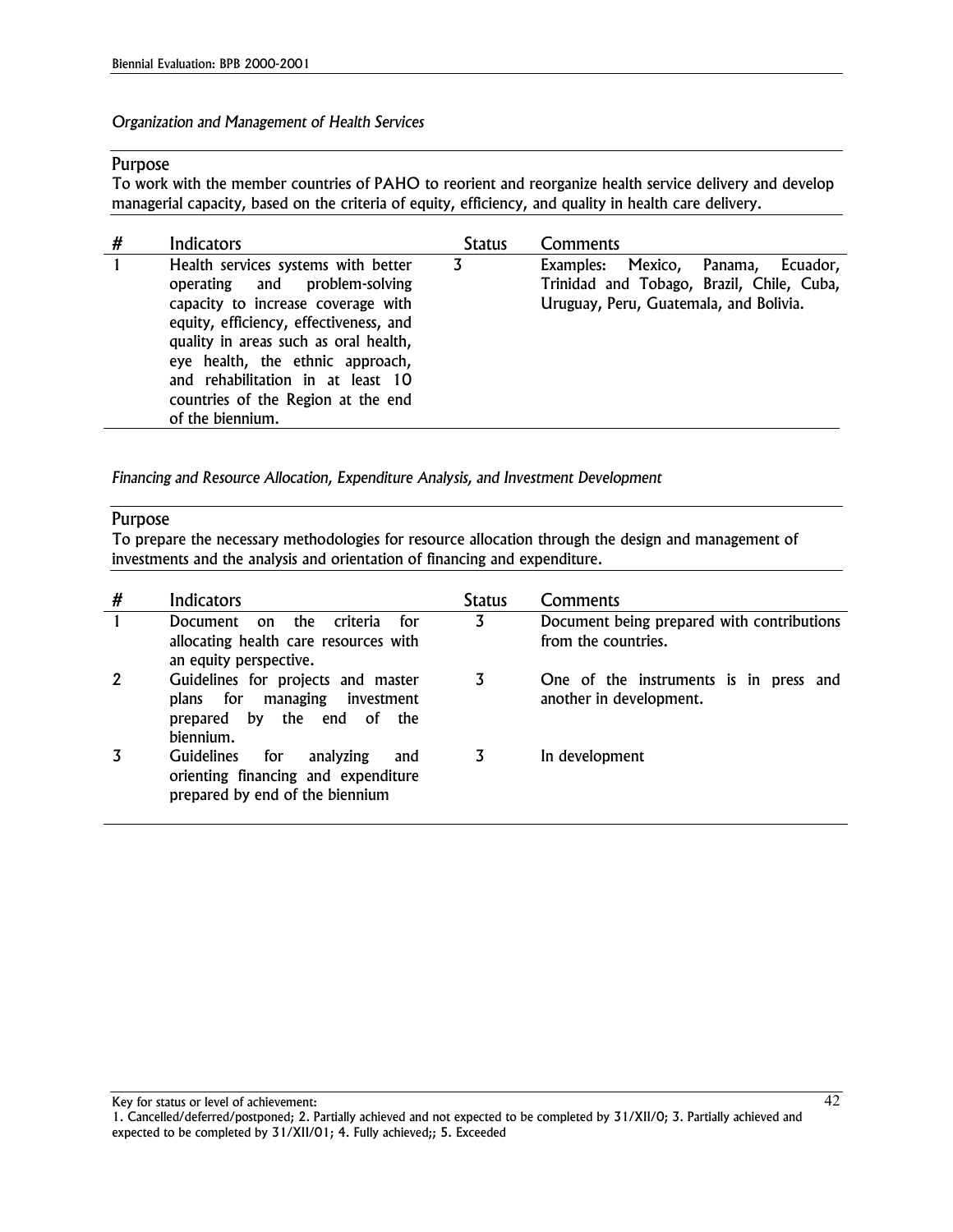*Organization and Management of Health Services*

## Purpose

To work with the member countries of PAHO to reorient and reorganize health service delivery and develop managerial capacity, based on the criteria of equity, efficiency, and quality in health care delivery.

| # | Indicators | Status | Comments |
|---|---|---|---|
| 1 | Health services systems with better operating and problem-solving capacity to increase coverage with equity, efficiency, effectiveness, and quality in areas such as oral health, eye health, the ethnic approach, and rehabilitation in at least 10 countries of the Region at the end of the biennium. | 3 | Examples: Mexico, Panama, Ecuador, Trinidad and Tobago, Brazil, Chile, Cuba, Uruguay, Peru, Guatemala, and Bolivia. |

*Financing and Resource Allocation, Expenditure Analysis, and Investment Development*

## Purpose

To prepare the necessary methodologies for resource allocation through the design and management of investments and the analysis and orientation of financing and expenditure.

| # | Indicators | Status | Comments |
|---|---|---|---|
| 1 | Document on the criteria for allocating health care resources with an equity perspective. | 3 | Document being prepared with contributions from the countries. |
| 2 | Guidelines for projects and master plans for managing investment prepared by the end of the biennium. | 3 | One of the instruments is in press and another in development. |
| 3 | Guidelines for analyzing and orienting financing and expenditure prepared by end of the biennium | 3 | In development |

Key for status or level of achievement:
1. Cancelled/deferred/postponed; 2. Partially achieved and not expected to be completed by 31/XII/0; 3. Partially achieved and expected to be completed by 31/XII/01; 4. Fully achieved;; 5. Exceeded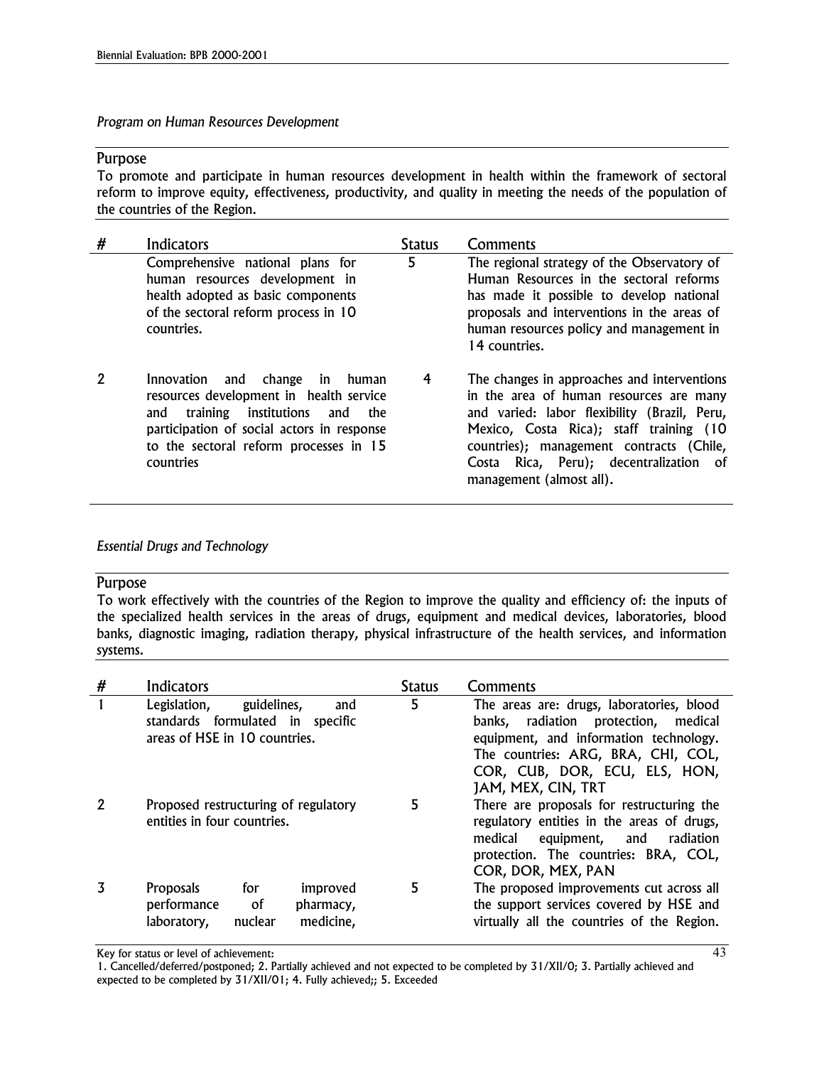*Program on Human Resources Development*

## Purpose

To promote and participate in human resources development in health within the framework of sectoral reform to improve equity, effectiveness, productivity, and quality in meeting the needs of the population of the countries of the Region.

| # | Indicators | Status | Comments |
|---|---|---|---|
| | Comprehensive national plans for human resources development in health adopted as basic components of the sectoral reform process in 10 countries. | 5 | The regional strategy of the Observatory of Human Resources in the sectoral reforms has made it possible to develop national proposals and interventions in the areas of human resources policy and management in 14 countries. |
| 2 | Innovation and change in human resources development in health service and training institutions and the participation of social actors in response to the sectoral reform processes in 15 countries | 4 | The changes in approaches and interventions in the area of human resources are many and varied: labor flexibility (Brazil, Peru, Mexico, Costa Rica); staff training (10 countries); management contracts (Chile, Costa Rica, Peru); decentralization of management (almost all). |

*Essential Drugs and Technology*

## Purpose

To work effectively with the countries of the Region to improve the quality and efficiency of: the inputs of the specialized health services in the areas of drugs, equipment and medical devices, laboratories, blood banks, diagnostic imaging, radiation therapy, physical infrastructure of the health services, and information systems.

| # | Indicators | Status | Comments |
|---|---|---|---|
| 1 | Legislation, guidelines, and standards formulated in specific areas of HSE in 10 countries. | 5 | The areas are: drugs, laboratories, blood banks, radiation protection, medical equipment, and information technology. The countries: ARG, BRA, CHI, COL, COR, CUB, DOR, ECU, ELS, HON, JAM, MEX, CIN, TRT |
| 2 | Proposed restructuring of regulatory entities in four countries. | 5 | There are proposals for restructuring the regulatory entities in the areas of drugs, medical equipment, and radiation protection. The countries: BRA, COL, COR, DOR, MEX, PAN |
| 3 | Proposals for improved performance of pharmacy, laboratory, nuclear medicine, | 5 | The proposed improvements cut across all the support services covered by HSE and virtually all the countries of the Region. |

Key for status or level of achievement:
1. Cancelled/deferred/postponed; 2. Partially achieved and not expected to be completed by 31/XII/0; 3. Partially achieved and expected to be completed by 31/XII/01; 4. Fully achieved;; 5. Exceeded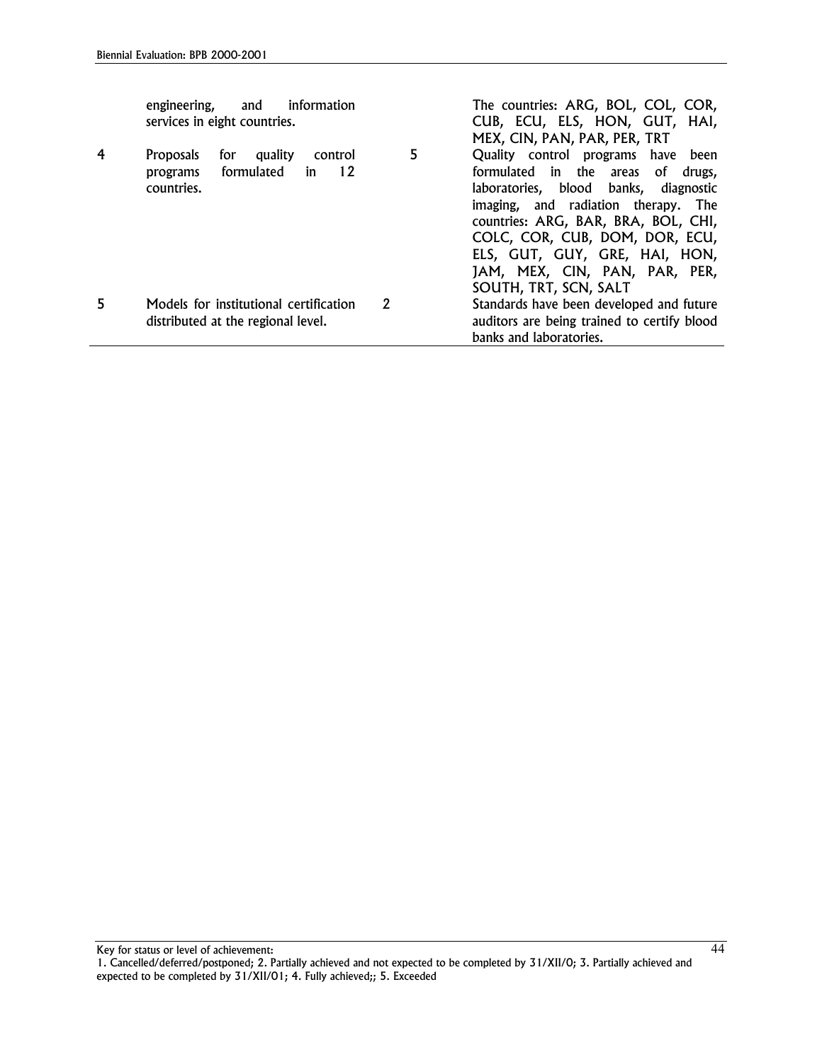| | | | |
|---|---|---|---|
| | engineering, and information services in eight countries. | | The countries: ARG, BOL, COL, COR, CUB, ECU, ELS, HON, GUT, HAI, MEX, CIN, PAN, PAR, PER, TRT |
| 4 | Proposals for quality control programs formulated in 12 countries. | 5 | Quality control programs have been formulated in the areas of drugs, laboratories, blood banks, diagnostic imaging, and radiation therapy. The countries: ARG, BAR, BRA, BOL, CHI, COLC, COR, CUB, DOM, DOR, ECU, ELS, GUT, GUY, GRE, HAI, HON, JAM, MEX, CIN, PAN, PAR, PER, SOUTH, TRT, SCN, SALT |
| 5 | Models for institutional certification distributed at the regional level. | 2 | Standards have been developed and future auditors are being trained to certify blood banks and laboratories. |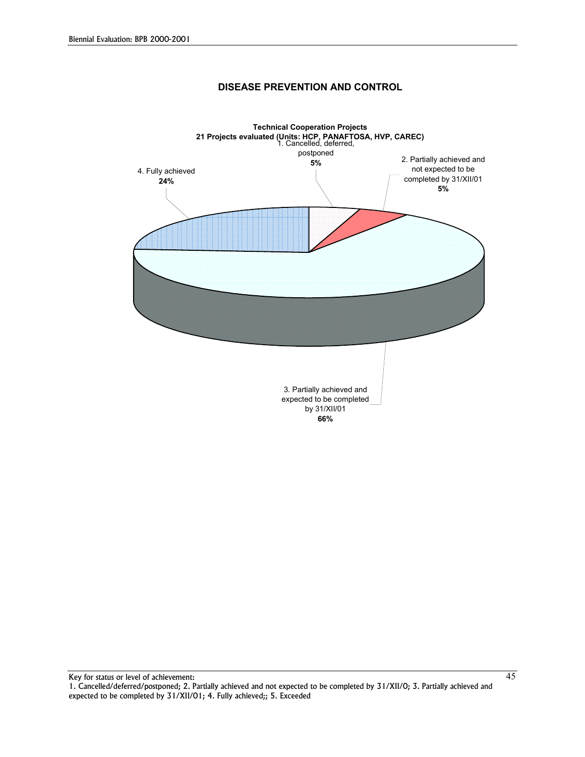## DISEASE PREVENTION AND CONTROL

**Technical Cooperation Projects**
**21 Projects evaluated (Units: HCP, PANAFTOSA, HVP, CAREC)**

1. Cancelled, deferred, postponed
**5%**

2. Partially achieved and not expected to be completed by 31/XII/01
**5%**

4. Fully achieved
**24%**

3. Partially achieved and expected to be completed by 31/XII/01
**66%**

Key for status or level of achievement:
1. Cancelled/deferred/postponed; 2. Partially achieved and not expected to be completed by 31/XII/0; 3. Partially achieved and expected to be completed by 31/XII/01; 4. Fully achieved;; 5. Exceeded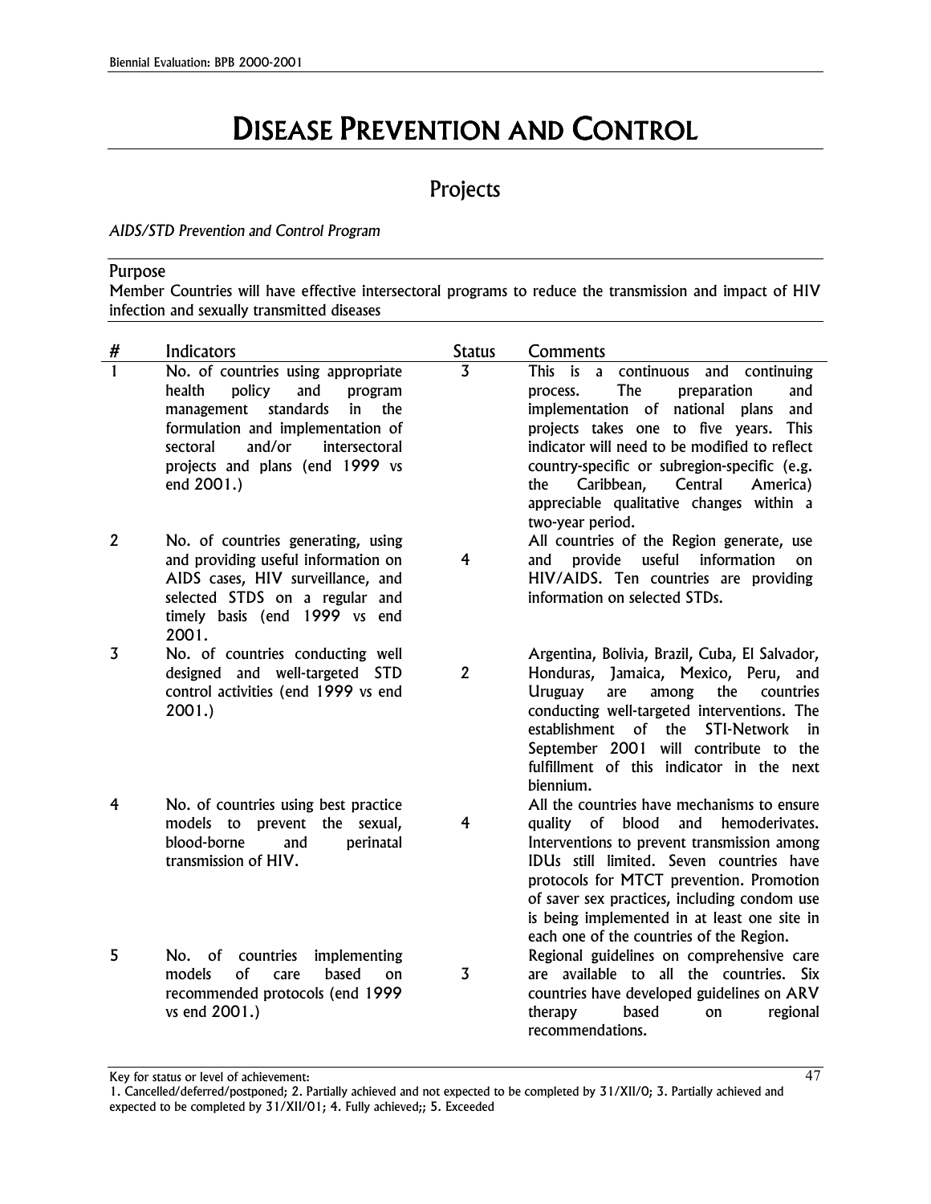# DISEASE PREVENTION AND CONTROL

## Projects

*AIDS/STD Prevention and Control Program*

### Purpose

Member Countries will have effective intersectoral programs to reduce the transmission and impact of HIV infection and sexually transmitted diseases

| # | Indicators | Status | Comments |
|---|---|---|---|
| 1 | No. of countries using appropriate health policy and program management standards in the formulation and implementation of sectoral and/or intersectoral projects and plans (end 1999 vs end 2001.) | 3 | This is a continuous and continuing process. The preparation and implementation of national plans and projects takes one to five years. This indicator will need to be modified to reflect country-specific or subregion-specific (e.g. the Caribbean, Central America) appreciable qualitative changes within a two-year period. |
| 2 | No. of countries generating, using and providing useful information on AIDS cases, HIV surveillance, and selected STDS on a regular and timely basis (end 1999 vs end 2001. | 4 | All countries of the Region generate, use and provide useful information on HIV/AIDS. Ten countries are providing information on selected STDs. |
| 3 | No. of countries conducting well designed and well-targeted STD control activities (end 1999 vs end 2001.) | 2 | Argentina, Bolivia, Brazil, Cuba, El Salvador, Honduras, Jamaica, Mexico, Peru, and Uruguay are among the countries conducting well-targeted interventions. The establishment of the STI-Network in September 2001 will contribute to the fulfillment of this indicator in the next biennium. |
| 4 | No. of countries using best practice models to prevent the sexual, blood-borne and perinatal transmission of HIV. | 4 | All the countries have mechanisms to ensure quality of blood and hemoderivates. Interventions to prevent transmission among IDUs still limited. Seven countries have protocols for MTCT prevention. Promotion of saver sex practices, including condom use is being implemented in at least one site in each one of the countries of the Region. |
| 5 | No. of countries implementing models of care based on recommended protocols (end 1999 vs end 2001.) | 3 | Regional guidelines on comprehensive care are available to all the countries. Six countries have developed guidelines on ARV therapy based on regional recommendations. |

Key for status or level of achievement:
1. Cancelled/deferred/postponed; 2. Partially achieved and not expected to be completed by 31/XII/0; 3. Partially achieved and expected to be completed by 31/XII/01; 4. Fully achieved;; 5. Exceeded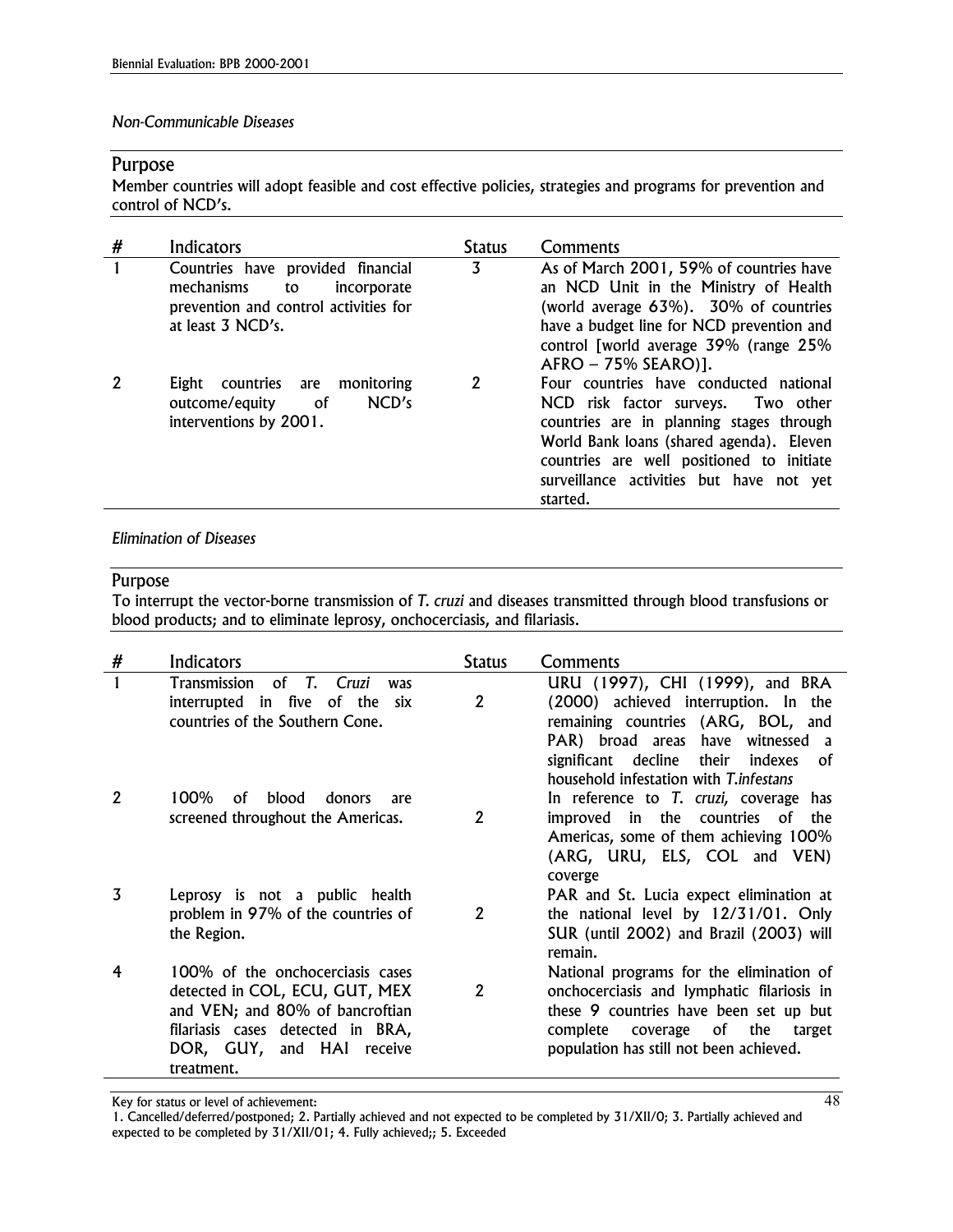*Non-Communicable Diseases*

## Purpose

Member countries will adopt feasible and cost effective policies, strategies and programs for prevention and control of NCD's.

| # | Indicators | Status | Comments |
|---|---|---|---|
| 1 | Countries have provided financial mechanisms to incorporate prevention and control activities for at least 3 NCD's. | 3 | As of March 2001, 59% of countries have an NCD Unit in the Ministry of Health (world average 63%). 30% of countries have a budget line for NCD prevention and control [world average 39% (range 25% AFRO – 75% SEARO)]. |
| 2 | Eight countries are monitoring outcome/equity of NCD's interventions by 2001. | 2 | Four countries have conducted national NCD risk factor surveys. Two other countries are in planning stages through World Bank loans (shared agenda). Eleven countries are well positioned to initiate surveillance activities but have not yet started. |

*Elimination of Diseases*

## Purpose

To interrupt the vector-borne transmission of *T. cruzi* and diseases transmitted through blood transfusions or blood products; and to eliminate leprosy, onchocerciasis, and filariasis.

| # | Indicators | Status | Comments |
|---|---|---|---|
| 1 | Transmission of *T. Cruzi* was interrupted in five of the six countries of the Southern Cone. | 2 | URU (1997), CHI (1999), and BRA (2000) achieved interruption. In the remaining countries (ARG, BOL, and PAR) broad areas have witnessed a significant decline their indexes of household infestation with *T.infestans* |
| 2 | 100% of blood donors are screened throughout the Americas. | 2 | In reference to *T. cruzi,* coverage has improved in the countries of the Americas, some of them achieving 100% (ARG, URU, ELS, COL and VEN) coverge |
| 3 | Leprosy is not a public health problem in 97% of the countries of the Region. | 2 | PAR and St. Lucia expect elimination at the national level by 12/31/01. Only SUR (until 2002) and Brazil (2003) will remain. |
| 4 | 100% of the onchocerciasis cases detected in COL, ECU, GUT, MEX and VEN; and 80% of bancroftian filariasis cases detected in BRA, DOR, GUY, and HAI receive treatment. | 2 | National programs for the elimination of onchocerciasis and lymphatic filariosis in these 9 countries have been set up but complete coverage of the target population has still not been achieved. |

Key for status or level of achievement:
1. Cancelled/deferred/postponed; 2. Partially achieved and not expected to be completed by 31/XII/0; 3. Partially achieved and expected to be completed by 31/XII/01; 4. Fully achieved;; 5. Exceeded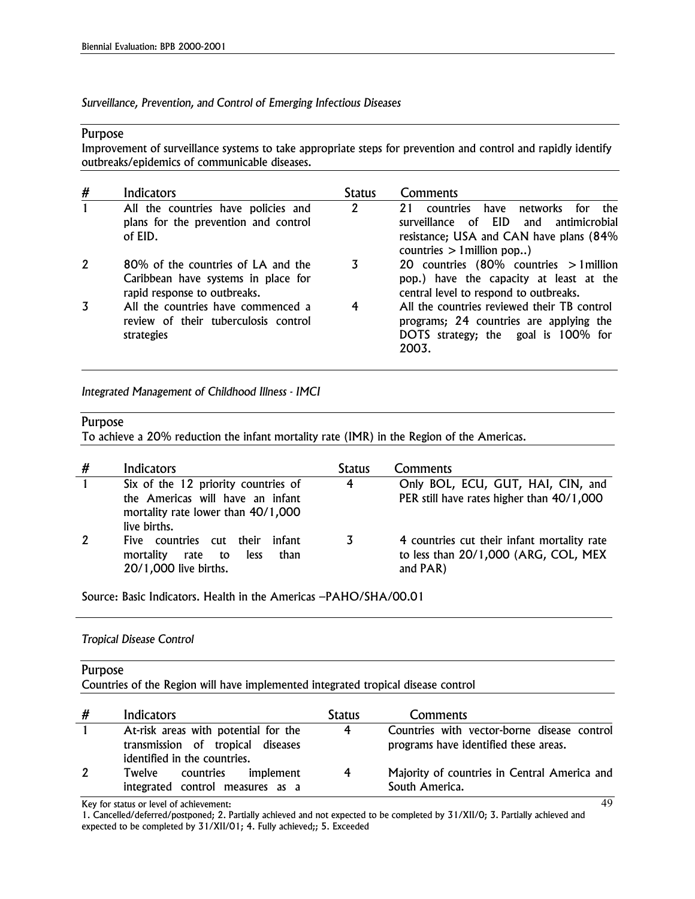*Surveillance, Prevention, and Control of Emerging Infectious Diseases*

## Purpose

Improvement of surveillance systems to take appropriate steps for prevention and control and rapidly identify outbreaks/epidemics of communicable diseases.

| # | Indicators | Status | Comments |
|---|---|---|---|
| 1 | All the countries have policies and plans for the prevention and control of EID. | 2 | 21 countries have networks for the surveillance of EID and antimicrobial resistance; USA and CAN have plans (84% countries > 1million pop..) |
| 2 | 80% of the countries of LA and the Caribbean have systems in place for rapid response to outbreaks. | 3 | 20 countries (80% countries > 1million pop.) have the capacity at least at the central level to respond to outbreaks. |
| 3 | All the countries have commenced a review of their tuberculosis control strategies | 4 | All the countries reviewed their TB control programs; 24 countries are applying the DOTS strategy; the goal is 100% for 2003. |

*Integrated Management of Childhood Illness - IMCI*

## Purpose

To achieve a 20% reduction the infant mortality rate (IMR) in the Region of the Americas.

| # | Indicators | Status | Comments |
|---|---|---|---|
| 1 | Six of the 12 priority countries of the Americas will have an infant mortality rate lower than 40/1,000 live births. | 4 | Only BOL, ECU, GUT, HAI, CIN, and PER still have rates higher than 40/1,000 |
| 2 | Five countries cut their infant mortality rate to less than 20/1,000 live births. | 3 | 4 countries cut their infant mortality rate to less than 20/1,000 (ARG, COL, MEX and PAR) |

Source: Basic Indicators. Health in the Americas –PAHO/SHA/00.01

*Tropical Disease Control*

## Purpose

Countries of the Region will have implemented integrated tropical disease control

| # | Indicators | Status | Comments |
|---|---|---|---|
| 1 | At-risk areas with potential for the transmission of tropical diseases identified in the countries. | 4 | Countries with vector-borne disease control programs have identified these areas. |
| 2 | Twelve countries implement integrated control measures as a | 4 | Majority of countries in Central America and South America. |

Key for status or level of achievement:
1. Cancelled/deferred/postponed; 2. Partially achieved and not expected to be completed by 31/XII/0; 3. Partially achieved and expected to be completed by 31/XII/01; 4. Fully achieved;; 5. Exceeded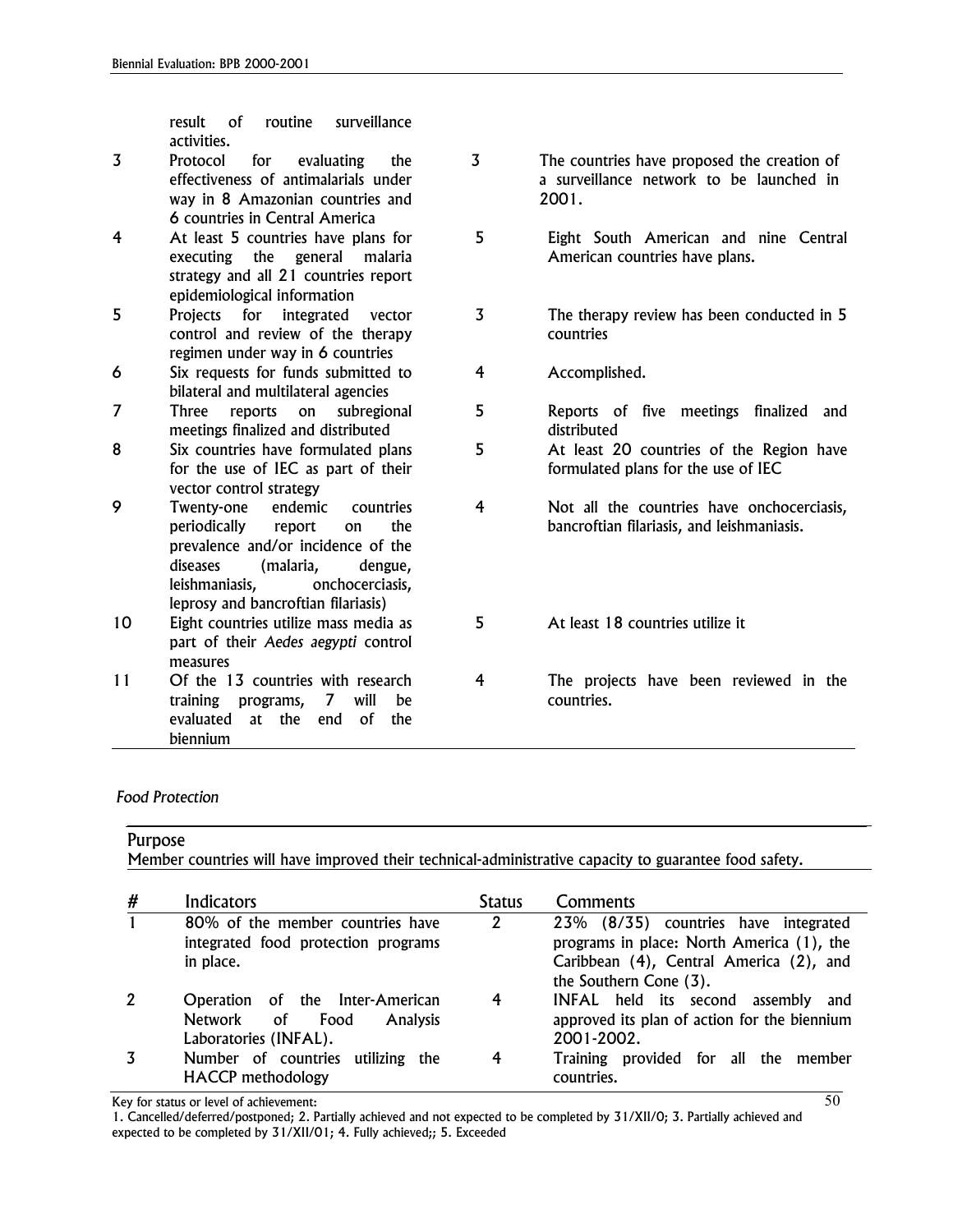| | | | |
|---|---|---|---|
| | result of routine surveillance activities. | | |
| 3 | Protocol for evaluating the effectiveness of antimalarials under way in 8 Amazonian countries and 6 countries in Central America | 3 | The countries have proposed the creation of a surveillance network to be launched in 2001. |
| 4 | At least 5 countries have plans for executing the general malaria strategy and all 21 countries report epidemiological information | 5 | Eight South American and nine Central American countries have plans. |
| 5 | Projects for integrated vector control and review of the therapy regimen under way in 6 countries | 3 | The therapy review has been conducted in 5 countries |
| 6 | Six requests for funds submitted to bilateral and multilateral agencies | 4 | Accomplished. |
| 7 | Three reports on subregional meetings finalized and distributed | 5 | Reports of five meetings finalized and distributed |
| 8 | Six countries have formulated plans for the use of IEC as part of their vector control strategy | 5 | At least 20 countries of the Region have formulated plans for the use of IEC |
| 9 | Twenty-one endemic countries periodically report on the prevalence and/or incidence of the diseases (malaria, dengue, leishmaniasis, onchocerciasis, leprosy and bancroftian filariasis) | 4 | Not all the countries have onchocerciasis, bancroftian filariasis, and leishmaniasis. |
| 10 | Eight countries utilize mass media as part of their *Aedes aegypti* control measures | 5 | At least 18 countries utilize it |
| 11 | Of the 13 countries with research training programs, 7 will be evaluated at the end of the biennium | 4 | The projects have been reviewed in the countries. |

*Food Protection*

**Purpose**

Member countries will have improved their technical-administrative capacity to guarantee food safety.

| # | Indicators | Status | Comments |
|---|---|---|---|
| 1 | 80% of the member countries have integrated food protection programs in place. | 2 | 23% (8/35) countries have integrated programs in place: North America (1), the Caribbean (4), Central America (2), and the Southern Cone (3). |
| 2 | Operation of the Inter-American Network of Food Analysis Laboratories (INFAL). | 4 | INFAL held its second assembly and approved its plan of action for the biennium 2001-2002. |
| 3 | Number of countries utilizing the HACCP methodology | 4 | Training provided for all the member countries. |

Key for status or level of achievement:
1. Cancelled/deferred/postponed; 2. Partially achieved and not expected to be completed by 31/XII/0; 3. Partially achieved and expected to be completed by 31/XII/01; 4. Fully achieved;; 5. Exceeded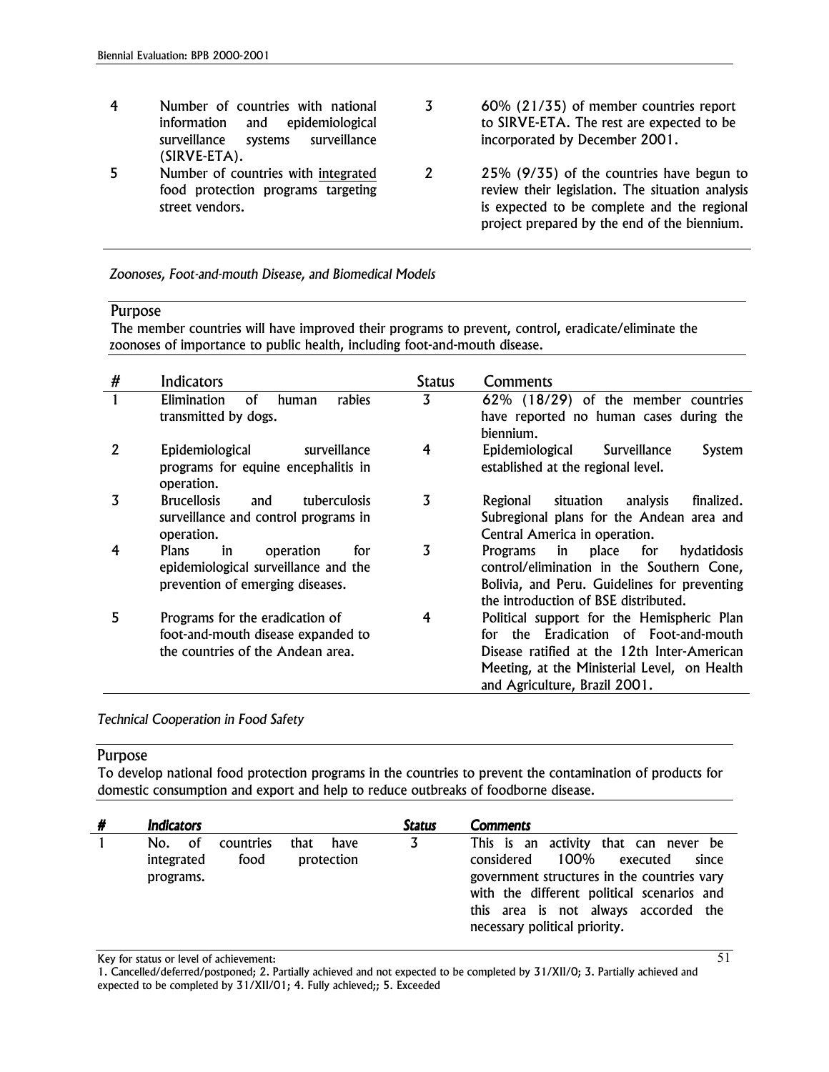| | | | |
|---|---|---|---|
| 4 | Number of countries with national information and epidemiological surveillance systems surveillance (SIRVE-ETA). | 3 | 60% (21/35) of member countries report to SIRVE-ETA. The rest are expected to be incorporated by December 2001. |
| 5 | Number of countries with integrated food protection programs targeting street vendors. | 2 | 25% (9/35) of the countries have begun to review their legislation. The situation analysis is expected to be complete and the regional project prepared by the end of the biennium. |

*Zoonoses, Foot-and-mouth Disease, and Biomedical Models*

## Purpose

The member countries will have improved their programs to prevent, control, eradicate/eliminate the zoonoses of importance to public health, including foot-and-mouth disease.

| # | Indicators | Status | Comments |
|---|---|---|---|
| 1 | Elimination of human rabies transmitted by dogs. | 3 | 62% (18/29) of the member countries have reported no human cases during the biennium. |
| 2 | Epidemiological surveillance programs for equine encephalitis in operation. | 4 | Epidemiological Surveillance System established at the regional level. |
| 3 | Brucellosis and tuberculosis surveillance and control programs in operation. | 3 | Regional situation analysis finalized. Subregional plans for the Andean area and Central America in operation. |
| 4 | Plans in operation for epidemiological surveillance and the prevention of emerging diseases. | 3 | Programs in place for hydatidosis control/elimination in the Southern Cone, Bolivia, and Peru. Guidelines for preventing the introduction of BSE distributed. |
| 5 | Programs for the eradication of foot-and-mouth disease expanded to the countries of the Andean area. | 4 | Political support for the Hemispheric Plan for the Eradication of Foot-and-mouth Disease ratified at the 12th Inter-American Meeting, at the Ministerial Level, on Health and Agriculture, Brazil 2001. |

*Technical Cooperation in Food Safety*

## Purpose

To develop national food protection programs in the countries to prevent the contamination of products for domestic consumption and export and help to reduce outbreaks of foodborne disease.

| *#* | *Indicators* | *Status* | *Comments* |
|---|---|---|---|
| 1 | No. of countries that have integrated food protection programs. | 3 | This is an activity that can never be considered 100% executed since government structures in the countries vary with the different political scenarios and this area is not always accorded the necessary political priority. |

Key for status or level of achievement:
1. Cancelled/deferred/postponed; 2. Partially achieved and not expected to be completed by 31/XII/0; 3. Partially achieved and expected to be completed by 31/XII/01; 4. Fully achieved;; 5. Exceeded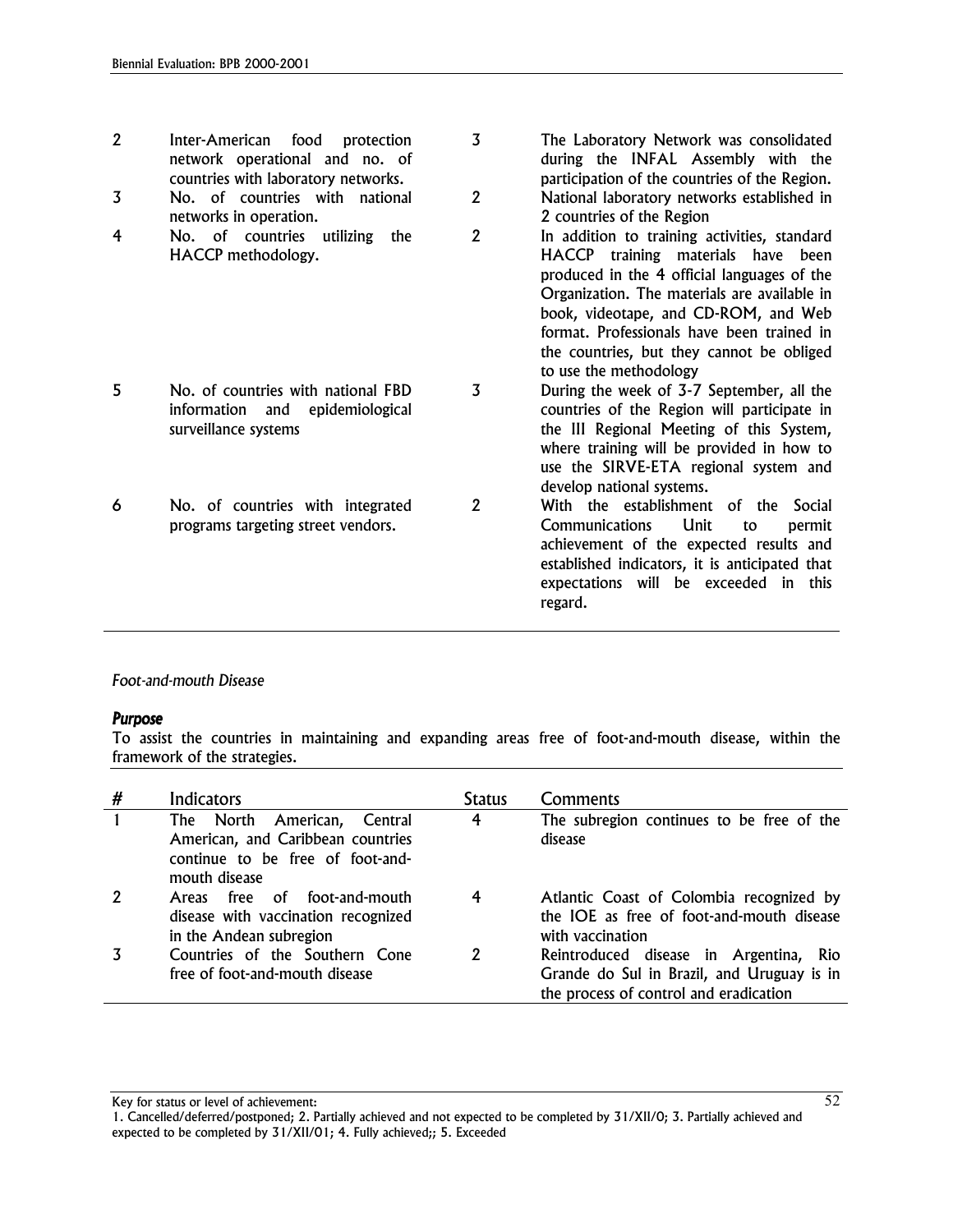| | | | |
|---|---|---|---|
| 2 | Inter-American food protection network operational and no. of countries with laboratory networks. | 3 | The Laboratory Network was consolidated during the INFAL Assembly with the participation of the countries of the Region. |
| 3 | No. of countries with national networks in operation. | 2 | National laboratory networks established in 2 countries of the Region |
| 4 | No. of countries utilizing the HACCP methodology. | 2 | In addition to training activities, standard HACCP training materials have been produced in the 4 official languages of the Organization. The materials are available in book, videotape, and CD-ROM, and Web format. Professionals have been trained in the countries, but they cannot be obliged to use the methodology |
| 5 | No. of countries with national FBD information and epidemiological surveillance systems | 3 | During the week of 3-7 September, all the countries of the Region will participate in the III Regional Meeting of this System, where training will be provided in how to use the SIRVE-ETA regional system and develop national systems. |
| 6 | No. of countries with integrated programs targeting street vendors. | 2 | With the establishment of the Social Communications Unit to permit achievement of the expected results and established indicators, it is anticipated that expectations will be exceeded in this regard. |

*Foot-and-mouth Disease*

***Purpose***

To assist the countries in maintaining and expanding areas free of foot-and-mouth disease, within the framework of the strategies.

| # | Indicators | Status | Comments |
|---|---|---|---|
| 1 | The North American, Central American, and Caribbean countries continue to be free of foot-and-mouth disease | 4 | The subregion continues to be free of the disease |
| 2 | Areas free of foot-and-mouth disease with vaccination recognized in the Andean subregion | 4 | Atlantic Coast of Colombia recognized by the IOE as free of foot-and-mouth disease with vaccination |
| 3 | Countries of the Southern Cone free of foot-and-mouth disease | 2 | Reintroduced disease in Argentina, Rio Grande do Sul in Brazil, and Uruguay is in the process of control and eradication |

Key for status or level of achievement:
1. Cancelled/deferred/postponed; 2. Partially achieved and not expected to be completed by 31/XII/0; 3. Partially achieved and expected to be completed by 31/XII/01; 4. Fully achieved;; 5. Exceeded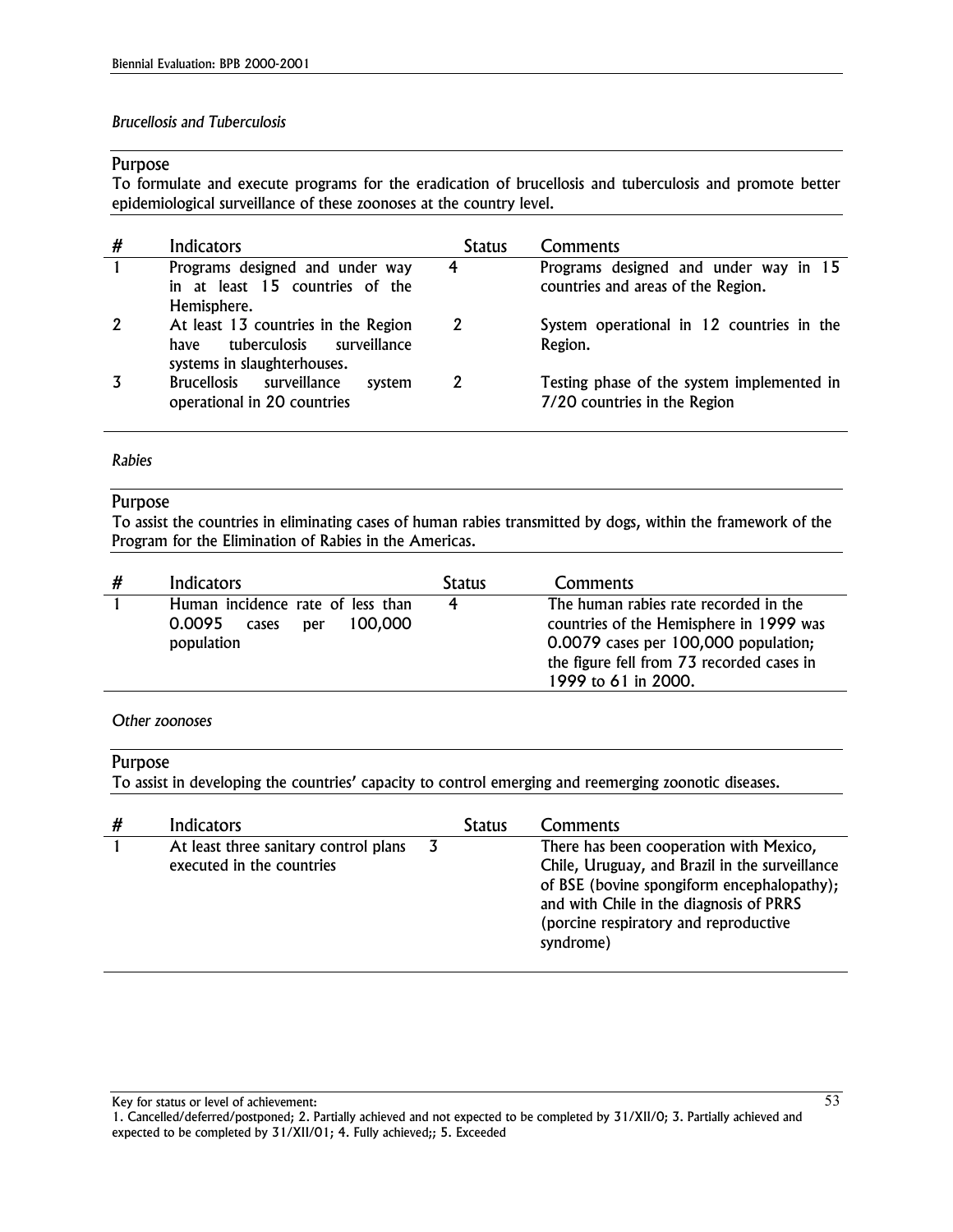*Brucellosis and Tuberculosis*

## Purpose

To formulate and execute programs for the eradication of brucellosis and tuberculosis and promote better epidemiological surveillance of these zoonoses at the country level.

| # | Indicators | Status | Comments |
|---|---|---|---|
| 1 | Programs designed and under way in at least 15 countries of the Hemisphere. | 4 | Programs designed and under way in 15 countries and areas of the Region. |
| 2 | At least 13 countries in the Region have tuberculosis surveillance systems in slaughterhouses. | 2 | System operational in 12 countries in the Region. |
| 3 | Brucellosis surveillance system operational in 20 countries | 2 | Testing phase of the system implemented in 7/20 countries in the Region |

*Rabies*

## Purpose

To assist the countries in eliminating cases of human rabies transmitted by dogs, within the framework of the Program for the Elimination of Rabies in the Americas.

| # | Indicators | Status | Comments |
|---|---|---|---|
| 1 | Human incidence rate of less than 0.0095 cases per 100,000 population | 4 | The human rabies rate recorded in the countries of the Hemisphere in 1999 was 0.0079 cases per 100,000 population; the figure fell from 73 recorded cases in 1999 to 61 in 2000. |

*Other zoonoses*

## Purpose

To assist in developing the countries' capacity to control emerging and reemerging zoonotic diseases.

| # | Indicators | Status | Comments |
|---|---|---|---|
| 1 | At least three sanitary control plans executed in the countries | 3 | There has been cooperation with Mexico, Chile, Uruguay, and Brazil in the surveillance of BSE (bovine spongiform encephalopathy); and with Chile in the diagnosis of PRRS (porcine respiratory and reproductive syndrome) |

Key for status or level of achievement:
1. Cancelled/deferred/postponed; 2. Partially achieved and not expected to be completed by 31/XII/0; 3. Partially achieved and expected to be completed by 31/XII/01; 4. Fully achieved;; 5. Exceeded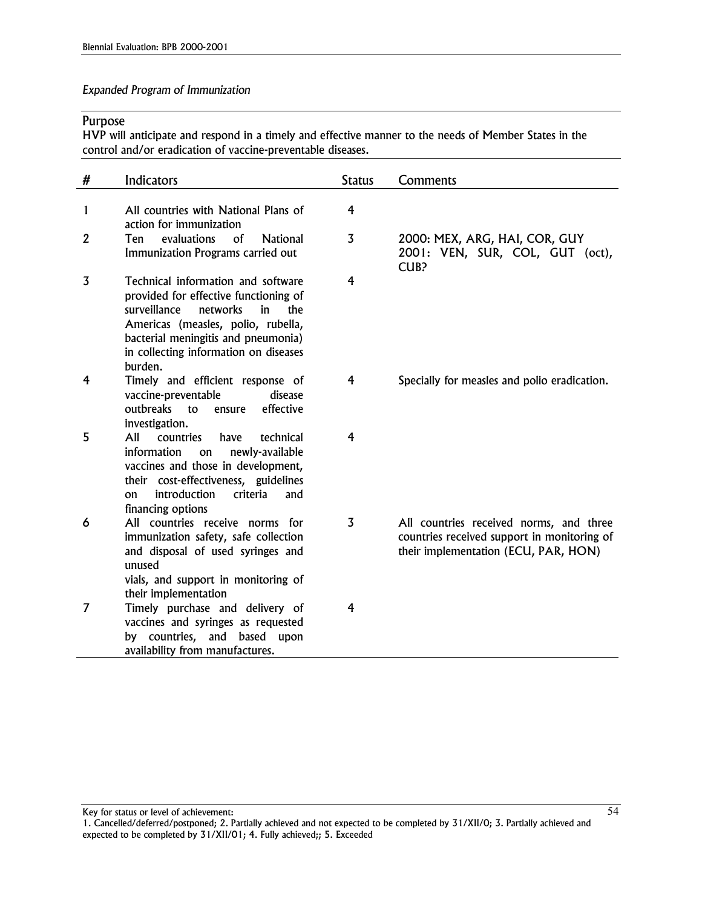*Expanded Program of Immunization*

## Purpose

HVP will anticipate and respond in a timely and effective manner to the needs of Member States in the control and/or eradication of vaccine-preventable diseases.

| # | Indicators | Status | Comments |
|---|---|---|---|
| 1 | All countries with National Plans of action for immunization | 4 | |
| 2 | Ten evaluations of National Immunization Programs carried out | 3 | 2000: MEX, ARG, HAI, COR, GUY 2001: VEN, SUR, COL, GUT (oct), CUB? |
| 3 | Technical information and software provided for effective functioning of surveillance networks in the Americas (measles, polio, rubella, bacterial meningitis and pneumonia) in collecting information on diseases burden. | 4 | |
| 4 | Timely and efficient response of vaccine-preventable disease outbreaks to ensure effective investigation. | 4 | Specially for measles and polio eradication. |
| 5 | All countries have technical information on newly-available vaccines and those in development, their cost-effectiveness, guidelines on introduction criteria and financing options | 4 | |
| 6 | All countries receive norms for immunization safety, safe collection and disposal of used syringes and unused vials, and support in monitoring of their implementation | 3 | All countries received norms, and three countries received support in monitoring of their implementation (ECU, PAR, HON) |
| 7 | Timely purchase and delivery of vaccines and syringes as requested by countries, and based upon availability from manufactures. | 4 | |

Key for status or level of achievement:
1. Cancelled/deferred/postponed; 2. Partially achieved and not expected to be completed by 31/XII/0; 3. Partially achieved and expected to be completed by 31/XII/01; 4. Fully achieved;; 5. Exceeded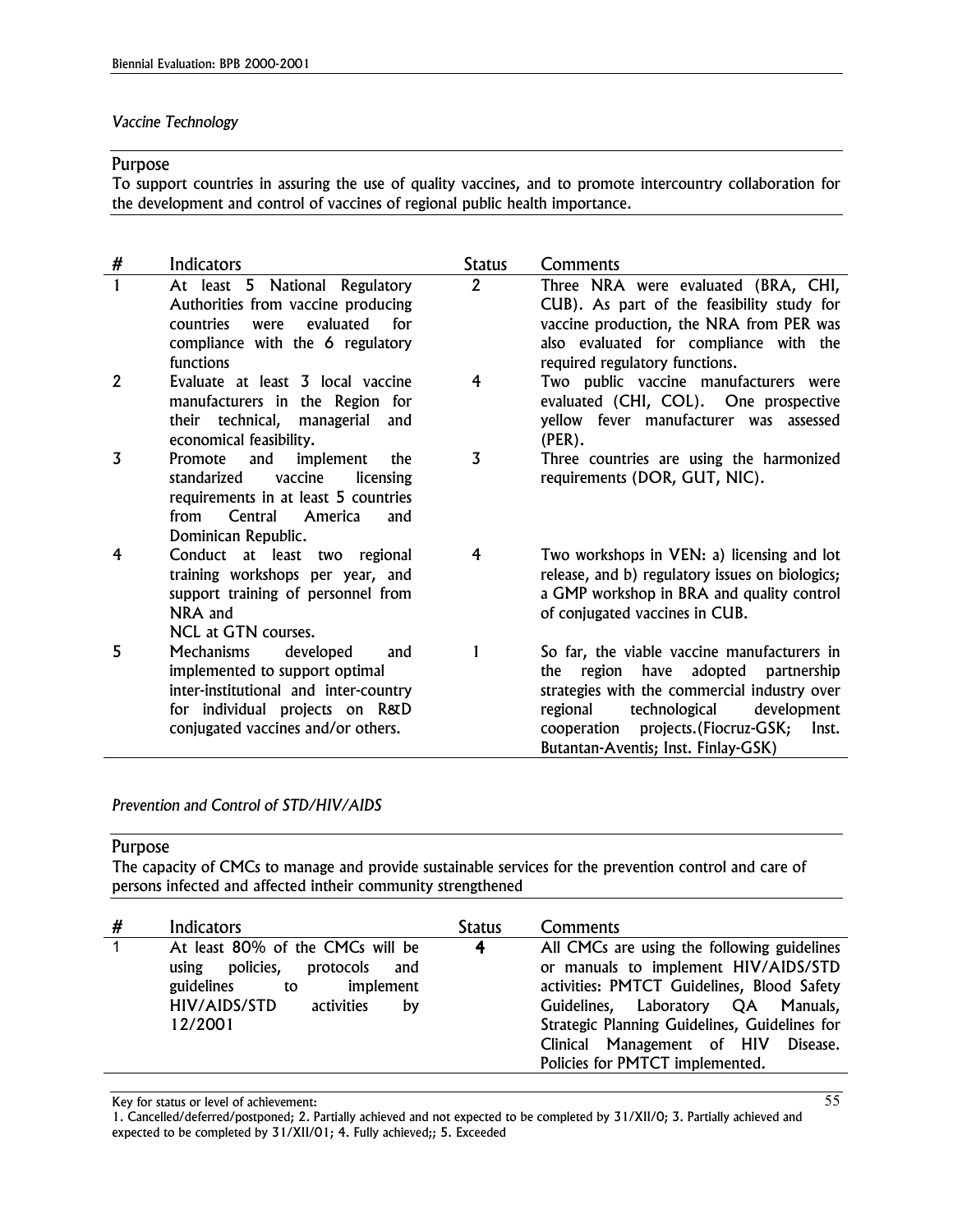*Vaccine Technology*

## Purpose

To support countries in assuring the use of quality vaccines, and to promote intercountry collaboration for the development and control of vaccines of regional public health importance.

| # | Indicators | Status | Comments |
|---|---|---|---|
| 1 | At least 5 National Regulatory Authorities from vaccine producing countries were evaluated for compliance with the 6 regulatory functions | 2 | Three NRA were evaluated (BRA, CHI, CUB). As part of the feasibility study for vaccine production, the NRA from PER was also evaluated for compliance with the required regulatory functions. |
| 2 | Evaluate at least 3 local vaccine manufacturers in the Region for their technical, managerial and economical feasibility. | 4 | Two public vaccine manufacturers were evaluated (CHI, COL). One prospective yellow fever manufacturer was assessed (PER). |
| 3 | Promote and implement the standarized vaccine licensing requirements in at least 5 countries from Central America and Dominican Republic. | 3 | Three countries are using the harmonized requirements (DOR, GUT, NIC). |
| 4 | Conduct at least two regional training workshops per year, and support training of personnel from NRA and NCL at GTN courses. | 4 | Two workshops in VEN: a) licensing and lot release, and b) regulatory issues on biologics; a GMP workshop in BRA and quality control of conjugated vaccines in CUB. |
| 5 | Mechanisms developed and implemented to support optimal inter-institutional and inter-country for individual projects on R&D conjugated vaccines and/or others. | 1 | So far, the viable vaccine manufacturers in the region have adopted partnership strategies with the commercial industry over regional technological development cooperation projects.(Fiocruz-GSK; Inst. Butantan-Aventis; Inst. Finlay-GSK) |

*Prevention and Control of STD/HIV/AIDS*

## Purpose

The capacity of CMCs to manage and provide sustainable services for the prevention control and care of persons infected and affected intheir community strengthened

| # | Indicators | Status | Comments |
|---|---|---|---|
| 1 | At least 80% of the CMCs will be using policies, protocols and guidelines to implement HIV/AIDS/STD activities by 12/2001 | **4** | All CMCs are using the following guidelines or manuals to implement HIV/AIDS/STD activities: PMTCT Guidelines, Blood Safety Guidelines, Laboratory QA Manuals, Strategic Planning Guidelines, Guidelines for Clinical Management of HIV Disease. Policies for PMTCT implemented. |

Key for status or level of achievement:
1. Cancelled/deferred/postponed; 2. Partially achieved and not expected to be completed by 31/XII/0; 3. Partially achieved and expected to be completed by 31/XII/01; 4. Fully achieved;; 5. Exceeded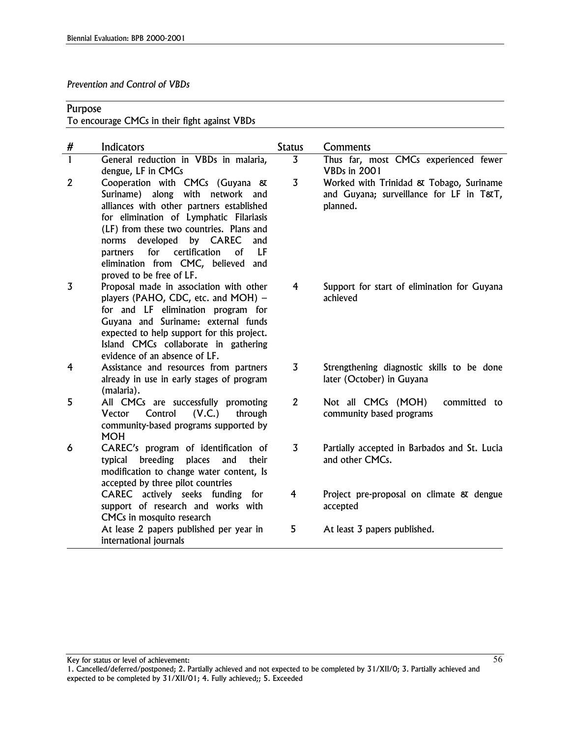*Prevention and Control of VBDs*

## Purpose

To encourage CMCs in their fight against VBDs

| # | Indicators | Status | Comments |
|---|---|---|---|
| 1 | General reduction in VBDs in malaria, dengue, LF in CMCs | 3 | Thus far, most CMCs experienced fewer VBDs in 2001 |
| 2 | Cooperation with CMCs (Guyana & Suriname) along with network and alliances with other partners established for elimination of Lymphatic Filariasis (LF) from these two countries. Plans and norms developed by CAREC and partners for certification of LF elimination from CMC, believed and proved to be free of LF. | 3 | Worked with Trinidad & Tobago, Suriname and Guyana; surveillance for LF in T&T, planned. |
| 3 | Proposal made in association with other players (PAHO, CDC, etc. and MOH) – for and LF elimination program for Guyana and Suriname: external funds expected to help support for this project. Island CMCs collaborate in gathering evidence of an absence of LF. | 4 | Support for start of elimination for Guyana achieved |
| 4 | Assistance and resources from partners already in use in early stages of program (malaria). | 3 | Strengthening diagnostic skills to be done later (October) in Guyana |
| 5 | All CMCs are successfully promoting Vector Control (V.C.) through community-based programs supported by MOH | 2 | Not all CMCs (MOH) committed to community based programs |
| 6 | CAREC's program of identification of typical breeding places and their modification to change water content, Is accepted by three pilot countries | 3 | Partially accepted in Barbados and St. Lucia and other CMCs. |
| | CAREC actively seeks funding for support of research and works with CMCs in mosquito research | 4 | Project pre-proposal on climate & dengue accepted |
| | At lease 2 papers published per year in international journals | 5 | At least 3 papers published. |

Key for status or level of achievement:
1. Cancelled/deferred/postponed; 2. Partially achieved and not expected to be completed by 31/XII/0; 3. Partially achieved and expected to be completed by 31/XII/01; 4. Fully achieved;; 5. Exceeded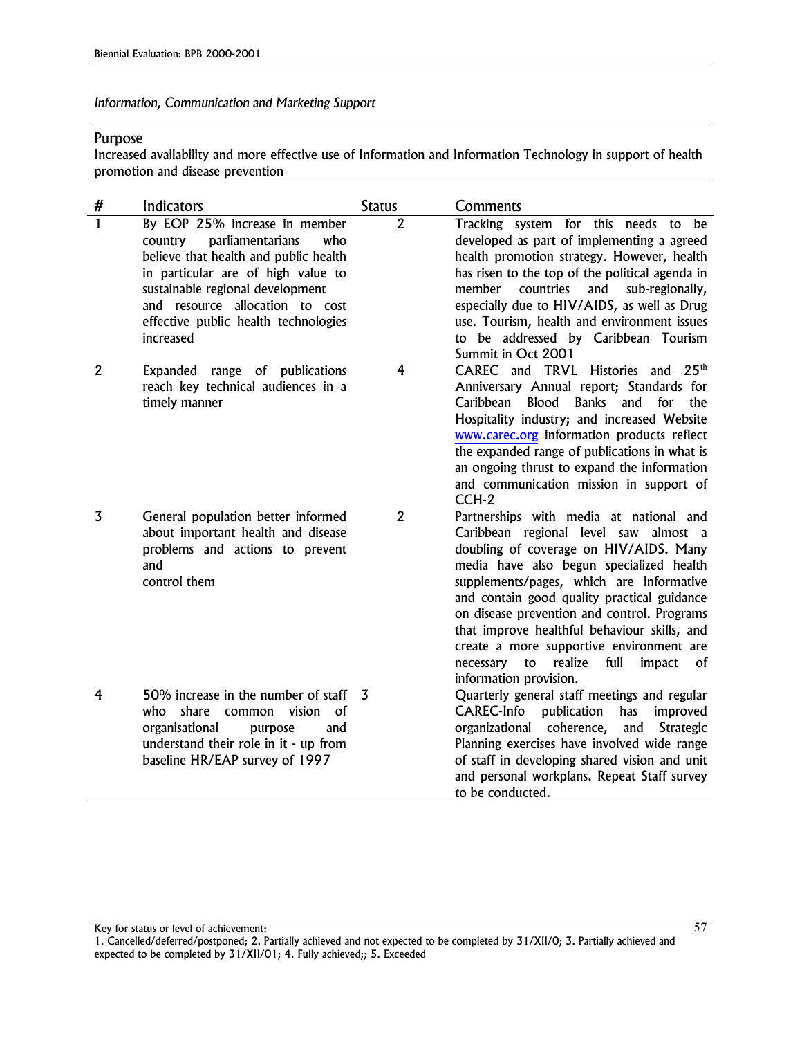*Information, Communication and Marketing Support*

## Purpose

Increased availability and more effective use of Information and Information Technology in support of health promotion and disease prevention

| # | Indicators | Status | Comments |
|---|---|---|---|
| 1 | By EOP 25% increase in member country parliamentarians who believe that health and public health in particular are of high value to sustainable regional development and resource allocation to cost effective public health technologies increased | 2 | Tracking system for this needs to be developed as part of implementing a agreed health promotion strategy. However, health has risen to the top of the political agenda in member countries and sub-regionally, especially due to HIV/AIDS, as well as Drug use. Tourism, health and environment issues to be addressed by Caribbean Tourism Summit in Oct 2001 |
| 2 | Expanded range of publications reach key technical audiences in a timely manner | 4 | CAREC and TRVL Histories and 25th Anniversary Annual report; Standards for Caribbean Blood Banks and for the Hospitality industry; and increased Website www.carec.org information products reflect the expanded range of publications in what is an ongoing thrust to expand the information and communication mission in support of CCH-2 |
| 3 | General population better informed about important health and disease problems and actions to prevent and control them | 2 | Partnerships with media at national and Caribbean regional level saw almost a doubling of coverage on HIV/AIDS. Many media have also begun specialized health supplements/pages, which are informative and contain good quality practical guidance on disease prevention and control. Programs that improve healthful behaviour skills, and create a more supportive environment are necessary to realize full impact of information provision. |
| 4 | 50% increase in the number of staff who share common vision of organisational purpose and understand their role in it - up from baseline HR/EAP survey of 1997 | 3 | Quarterly general staff meetings and regular CAREC-Info publication has improved organizational coherence, and Strategic Planning exercises have involved wide range of staff in developing shared vision and unit and personal workplans. Repeat Staff survey to be conducted. |

Key for status or level of achievement:
1. Cancelled/deferred/postponed; 2. Partially achieved and not expected to be completed by 31/XII/0; 3. Partially achieved and expected to be completed by 31/XII/01; 4. Fully achieved;; 5. Exceeded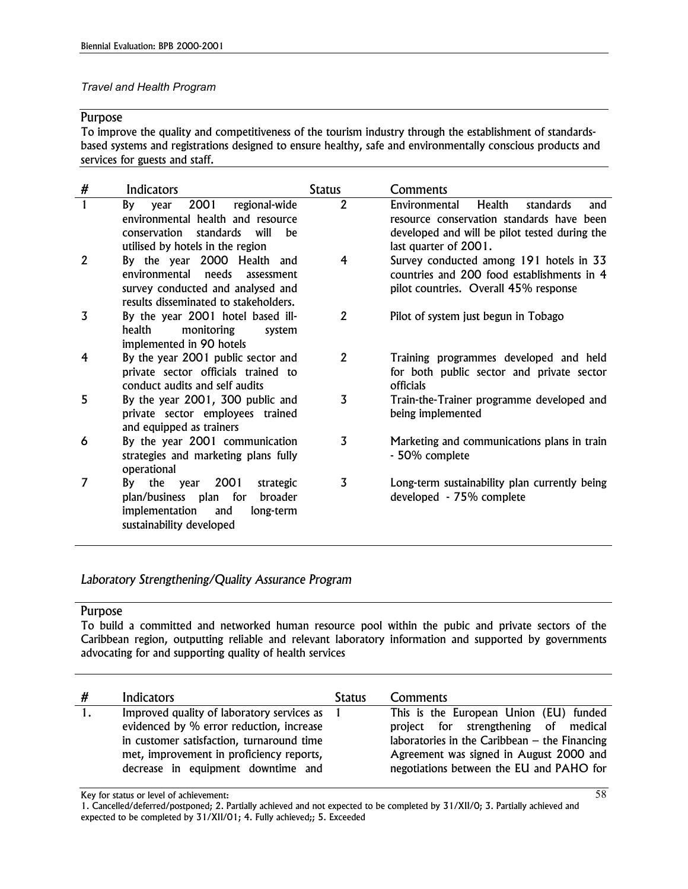*Travel and Health Program*

## Purpose

To improve the quality and competitiveness of the tourism industry through the establishment of standards-based systems and registrations designed to ensure healthy, safe and environmentally conscious products and services for guests and staff.

| # | Indicators | Status | Comments |
|---|---|---|---|
| 1 | By year 2001 regional-wide environmental health and resource conservation standards will be utilised by hotels in the region | 2 | Environmental Health standards and resource conservation standards have been developed and will be pilot tested during the last quarter of 2001. |
| 2 | By the year 2000 Health and environmental needs assessment survey conducted and analysed and results disseminated to stakeholders. | 4 | Survey conducted among 191 hotels in 33 countries and 200 food establishments in 4 pilot countries. Overall 45% response |
| 3 | By the year 2001 hotel based ill-health monitoring system implemented in 90 hotels | 2 | Pilot of system just begun in Tobago |
| 4 | By the year 2001 public sector and private sector officials trained to conduct audits and self audits | 2 | Training programmes developed and held for both public sector and private sector officials |
| 5 | By the year 2001, 300 public and private sector employees trained and equipped as trainers | 3 | Train-the-Trainer programme developed and being implemented |
| 6 | By the year 2001 communication strategies and marketing plans fully operational | 3 | Marketing and communications plans in train - 50% complete |
| 7 | By the year 2001 strategic plan/business plan for broader implementation and long-term sustainability developed | 3 | Long-term sustainability plan currently being developed - 75% complete |

*Laboratory Strengthening/Quality Assurance Program*

## Purpose

To build a committed and networked human resource pool within the pubic and private sectors of the Caribbean region, outputting reliable and relevant laboratory information and supported by governments advocating for and supporting quality of health services

| # | Indicators | Status | Comments |
|---|---|---|---|
| 1. | Improved quality of laboratory services as evidenced by % error reduction, increase in customer satisfaction, turnaround time met, improvement in proficiency reports, decrease in equipment downtime and | 1 | This is the European Union (EU) funded project for strengthening of medical laboratories in the Caribbean – the Financing Agreement was signed in August 2000 and negotiations between the EU and PAHO for |

Key for status or level of achievement:
1. Cancelled/deferred/postponed; 2. Partially achieved and not expected to be completed by 31/XII/0; 3. Partially achieved and expected to be completed by 31/XII/01; 4. Fully achieved;; 5. Exceeded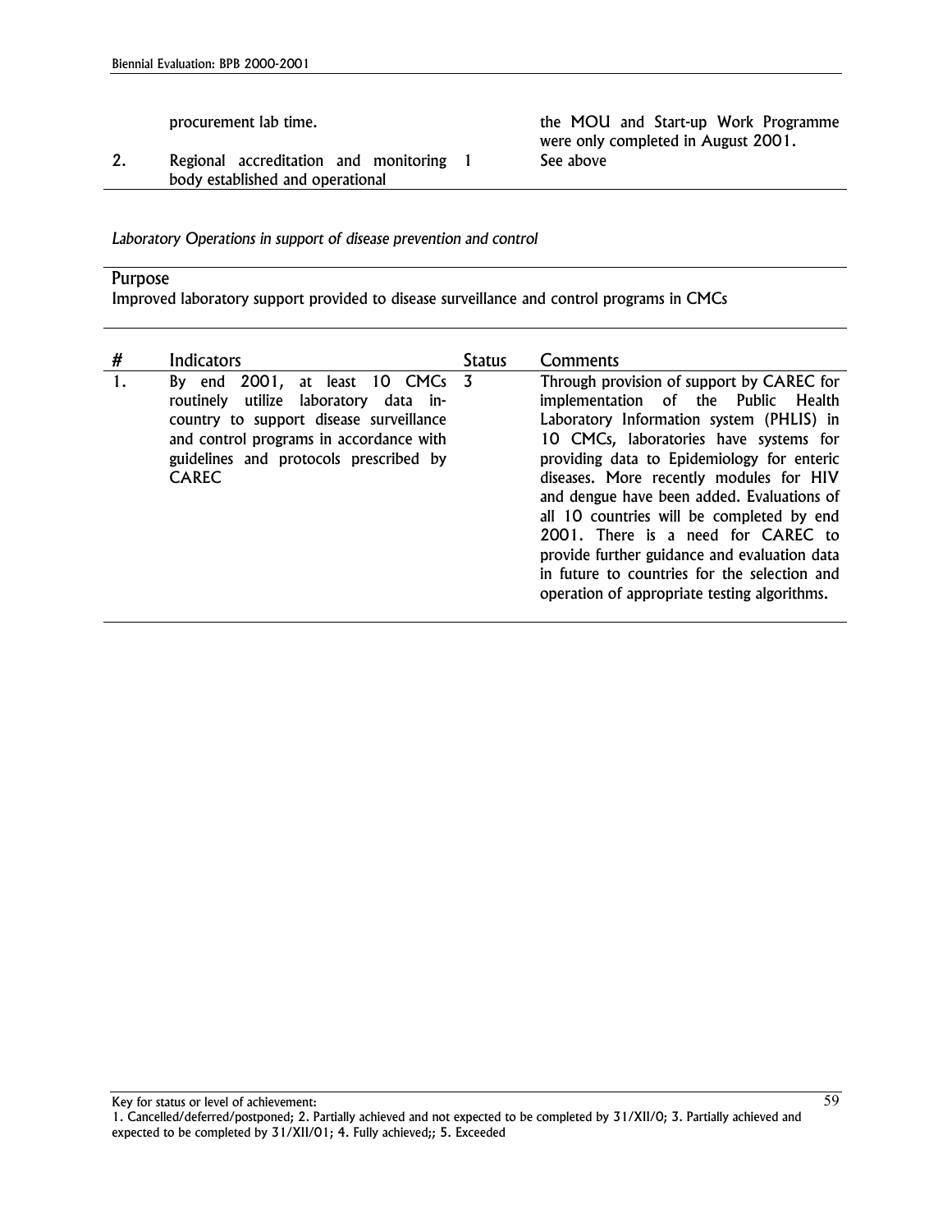| | | | |
|---|---|---|---|
| | procurement lab time. | | the MOU and Start-up Work Programme were only completed in August 2001. |
| 2. | Regional accreditation and monitoring body established and operational | 1 | See above |

*Laboratory Operations in support of disease prevention and control*

## Purpose

Improved laboratory support provided to disease surveillance and control programs in CMCs

| # | Indicators | Status | Comments |
|---|---|---|---|
| 1. | By end 2001, at least 10 CMCs routinely utilize laboratory data in-country to support disease surveillance and control programs in accordance with guidelines and protocols prescribed by CAREC | 3 | Through provision of support by CAREC for implementation of the Public Health Laboratory Information system (PHLIS) in 10 CMCs, laboratories have systems for providing data to Epidemiology for enteric diseases. More recently modules for HIV and dengue have been added. Evaluations of all 10 countries will be completed by end 2001. There is a need for CAREC to provide further guidance and evaluation data in future to countries for the selection and operation of appropriate testing algorithms. |

Key for status or level of achievement:
1. Cancelled/deferred/postponed; 2. Partially achieved and not expected to be completed by 31/XII/0; 3. Partially achieved and expected to be completed by 31/XII/01; 4. Fully achieved;; 5. Exceeded